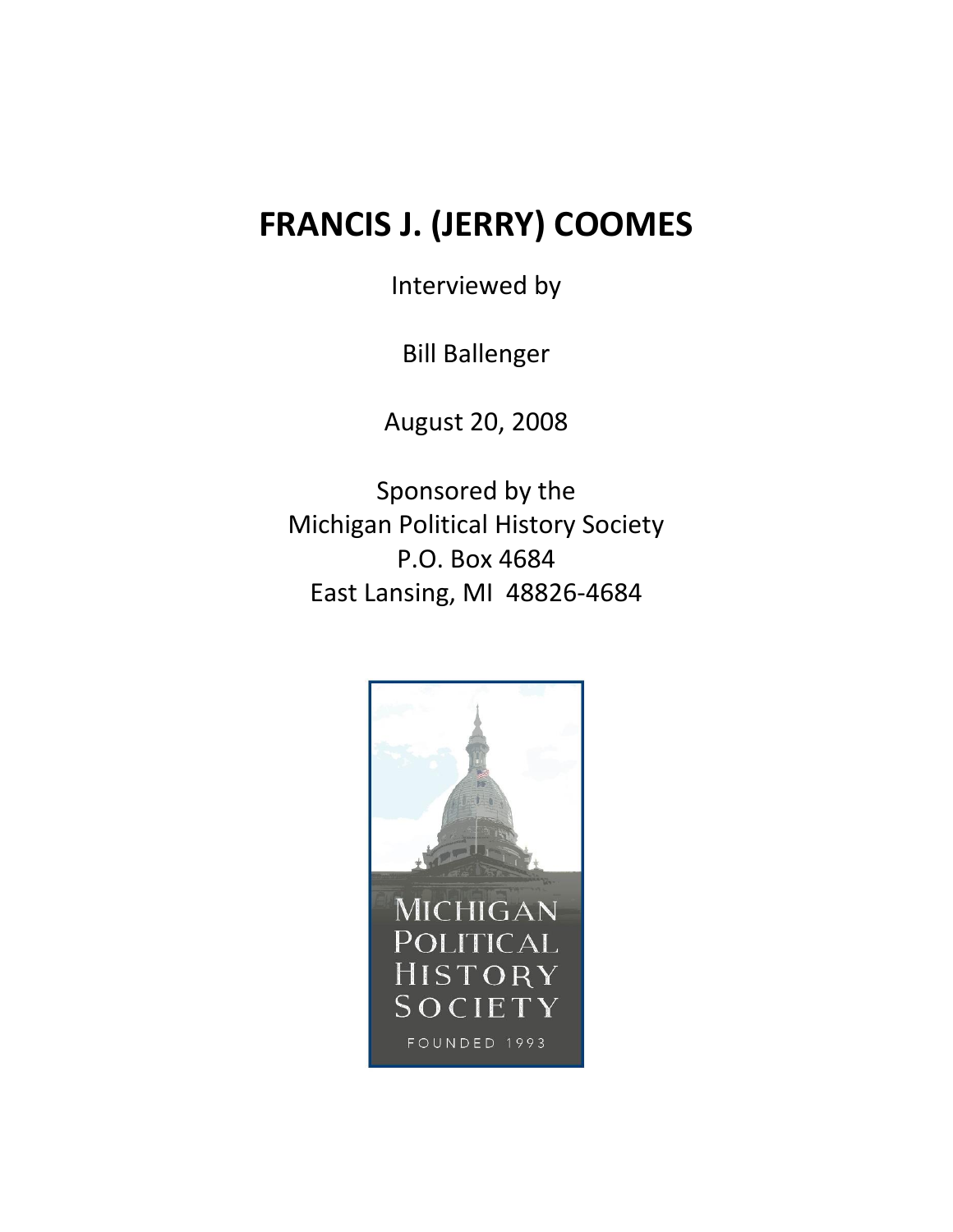# FRANCIS J. (JERRY) COOMES

Interviewed by

Bill Ballenger

August 20, 2008

Sponsored by the
Michigan Political History Society
P.O. Box 4684
East Lansing, MI 48826-4684

MICHIGAN
POLITICAL
HISTORY
SOCIETY

FOUNDED 1993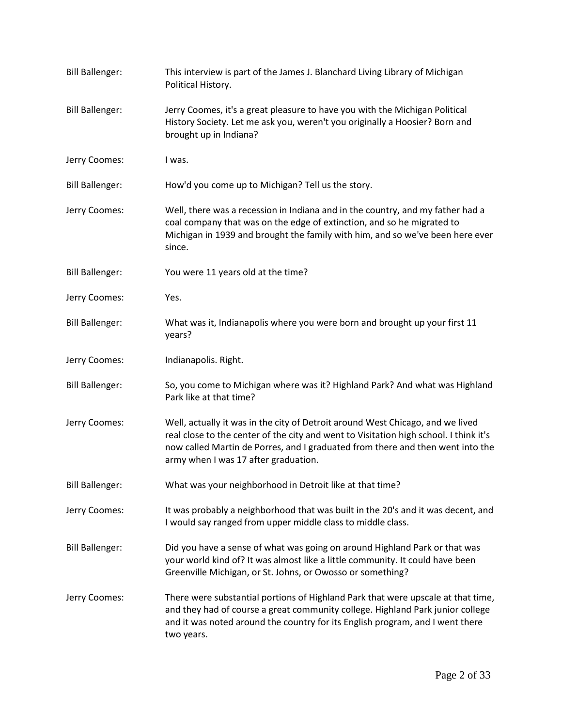Bill Ballenger: This interview is part of the James J. Blanchard Living Library of Michigan Political History.

Bill Ballenger: Jerry Coomes, it's a great pleasure to have you with the Michigan Political History Society. Let me ask you, weren't you originally a Hoosier? Born and brought up in Indiana?

Jerry Coomes: I was.

Bill Ballenger: How'd you come up to Michigan? Tell us the story.

Jerry Coomes: Well, there was a recession in Indiana and in the country, and my father had a coal company that was on the edge of extinction, and so he migrated to Michigan in 1939 and brought the family with him, and so we've been here ever since.

Bill Ballenger: You were 11 years old at the time?

Jerry Coomes: Yes.

Bill Ballenger: What was it, Indianapolis where you were born and brought up your first 11 years?

Jerry Coomes: Indianapolis. Right.

Bill Ballenger: So, you come to Michigan where was it? Highland Park? And what was Highland Park like at that time?

Jerry Coomes: Well, actually it was in the city of Detroit around West Chicago, and we lived real close to the center of the city and went to Visitation high school. I think it's now called Martin de Porres, and I graduated from there and then went into the army when I was 17 after graduation.

Bill Ballenger: What was your neighborhood in Detroit like at that time?

Jerry Coomes: It was probably a neighborhood that was built in the 20's and it was decent, and I would say ranged from upper middle class to middle class.

Bill Ballenger: Did you have a sense of what was going on around Highland Park or that was your world kind of? It was almost like a little community. It could have been Greenville Michigan, or St. Johns, or Owosso or something?

Jerry Coomes: There were substantial portions of Highland Park that were upscale at that time, and they had of course a great community college. Highland Park junior college and it was noted around the country for its English program, and I went there two years.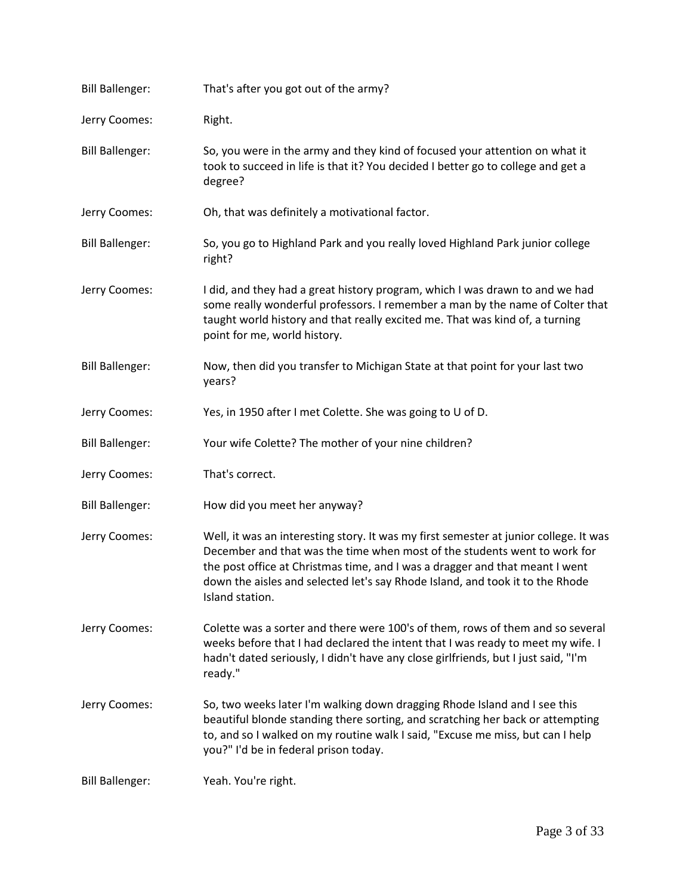Bill Ballenger: That's after you got out of the army?

Jerry Coomes: Right.

Bill Ballenger: So, you were in the army and they kind of focused your attention on what it took to succeed in life is that it? You decided I better go to college and get a degree?

Jerry Coomes: Oh, that was definitely a motivational factor.

Bill Ballenger: So, you go to Highland Park and you really loved Highland Park junior college right?

Jerry Coomes: I did, and they had a great history program, which I was drawn to and we had some really wonderful professors. I remember a man by the name of Colter that taught world history and that really excited me. That was kind of, a turning point for me, world history.

Bill Ballenger: Now, then did you transfer to Michigan State at that point for your last two years?

Jerry Coomes: Yes, in 1950 after I met Colette. She was going to U of D.

Bill Ballenger: Your wife Colette? The mother of your nine children?

Jerry Coomes: That's correct.

Bill Ballenger: How did you meet her anyway?

Jerry Coomes: Well, it was an interesting story. It was my first semester at junior college. It was December and that was the time when most of the students went to work for the post office at Christmas time, and I was a dragger and that meant I went down the aisles and selected let's say Rhode Island, and took it to the Rhode Island station.

Jerry Coomes: Colette was a sorter and there were 100's of them, rows of them and so several weeks before that I had declared the intent that I was ready to meet my wife. I hadn't dated seriously, I didn't have any close girlfriends, but I just said, "I'm ready."

Jerry Coomes: So, two weeks later I'm walking down dragging Rhode Island and I see this beautiful blonde standing there sorting, and scratching her back or attempting to, and so I walked on my routine walk I said, "Excuse me miss, but can I help you?" I'd be in federal prison today.

Bill Ballenger: Yeah. You're right.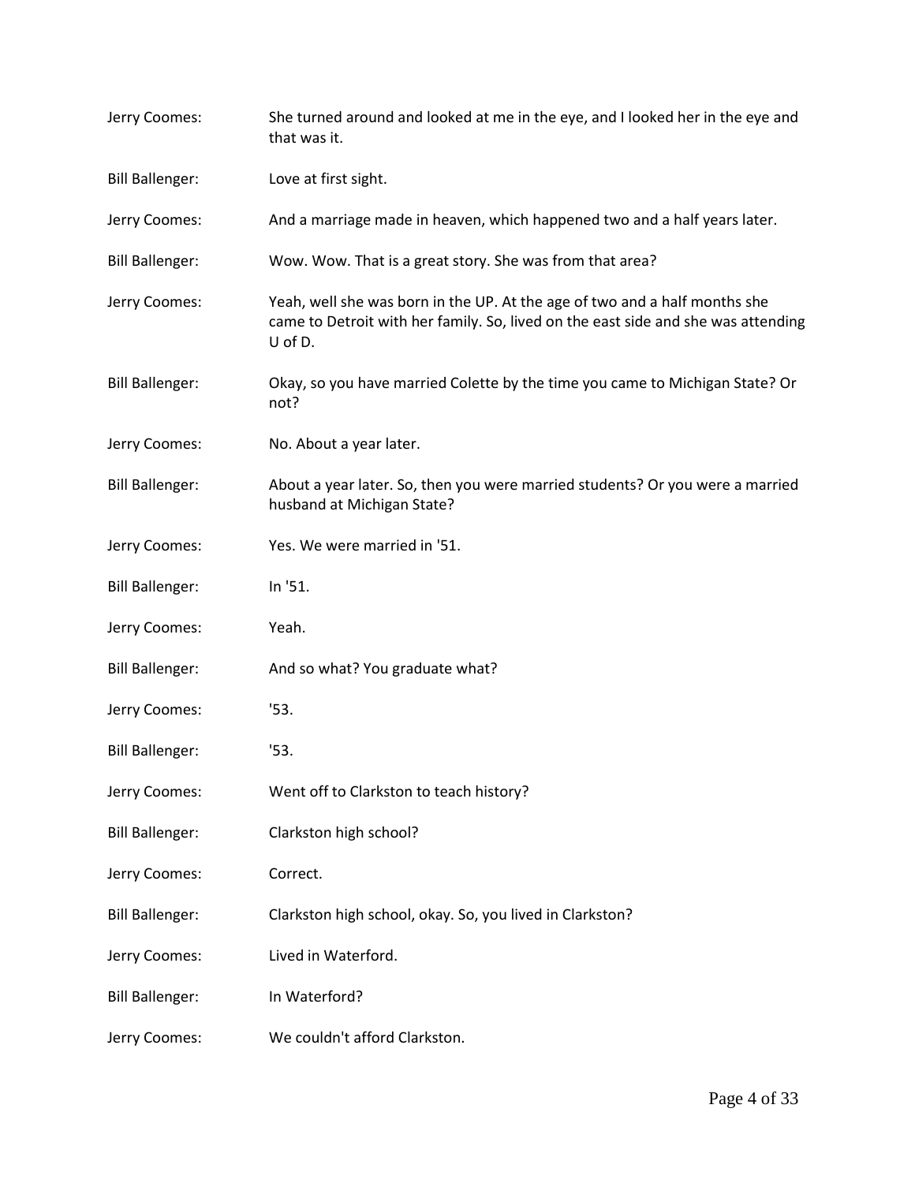Jerry Coomes: She turned around and looked at me in the eye, and I looked her in the eye and that was it.

Bill Ballenger: Love at first sight.

Jerry Coomes: And a marriage made in heaven, which happened two and a half years later.

Bill Ballenger: Wow. Wow. That is a great story. She was from that area?

Jerry Coomes: Yeah, well she was born in the UP. At the age of two and a half months she came to Detroit with her family. So, lived on the east side and she was attending U of D.

Bill Ballenger: Okay, so you have married Colette by the time you came to Michigan State? Or not?

Jerry Coomes: No. About a year later.

Bill Ballenger: About a year later. So, then you were married students? Or you were a married husband at Michigan State?

Jerry Coomes: Yes. We were married in '51.

Bill Ballenger: In '51.

Jerry Coomes: Yeah.

Bill Ballenger: And so what? You graduate what?

Jerry Coomes: '53.

Bill Ballenger: '53.

Jerry Coomes: Went off to Clarkston to teach history?

Bill Ballenger: Clarkston high school?

Jerry Coomes: Correct.

Bill Ballenger: Clarkston high school, okay. So, you lived in Clarkston?

Jerry Coomes: Lived in Waterford.

Bill Ballenger: In Waterford?

Jerry Coomes: We couldn't afford Clarkston.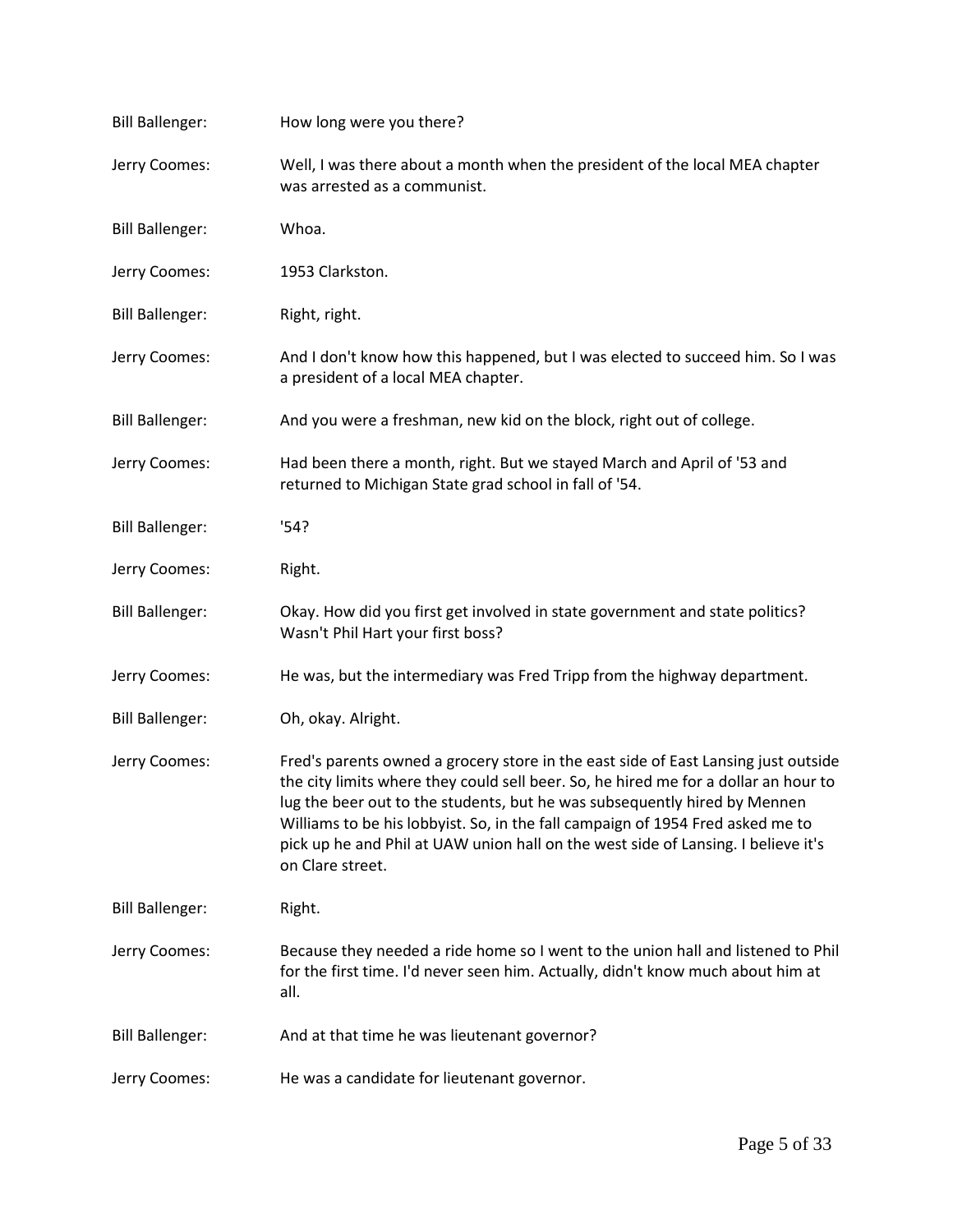Bill Ballenger: How long were you there?

Jerry Coomes: Well, I was there about a month when the president of the local MEA chapter was arrested as a communist.

Bill Ballenger: Whoa.

Jerry Coomes: 1953 Clarkston.

Bill Ballenger: Right, right.

Jerry Coomes: And I don't know how this happened, but I was elected to succeed him. So I was a president of a local MEA chapter.

Bill Ballenger: And you were a freshman, new kid on the block, right out of college.

Jerry Coomes: Had been there a month, right. But we stayed March and April of '53 and returned to Michigan State grad school in fall of '54.

Bill Ballenger: '54?

Jerry Coomes: Right.

Bill Ballenger: Okay. How did you first get involved in state government and state politics? Wasn't Phil Hart your first boss?

Jerry Coomes: He was, but the intermediary was Fred Tripp from the highway department.

Bill Ballenger: Oh, okay. Alright.

Jerry Coomes: Fred's parents owned a grocery store in the east side of East Lansing just outside the city limits where they could sell beer. So, he hired me for a dollar an hour to lug the beer out to the students, but he was subsequently hired by Mennen Williams to be his lobbyist. So, in the fall campaign of 1954 Fred asked me to pick up he and Phil at UAW union hall on the west side of Lansing. I believe it's on Clare street.

Bill Ballenger: Right.

Jerry Coomes: Because they needed a ride home so I went to the union hall and listened to Phil for the first time. I'd never seen him. Actually, didn't know much about him at all.

Bill Ballenger: And at that time he was lieutenant governor?

Jerry Coomes: He was a candidate for lieutenant governor.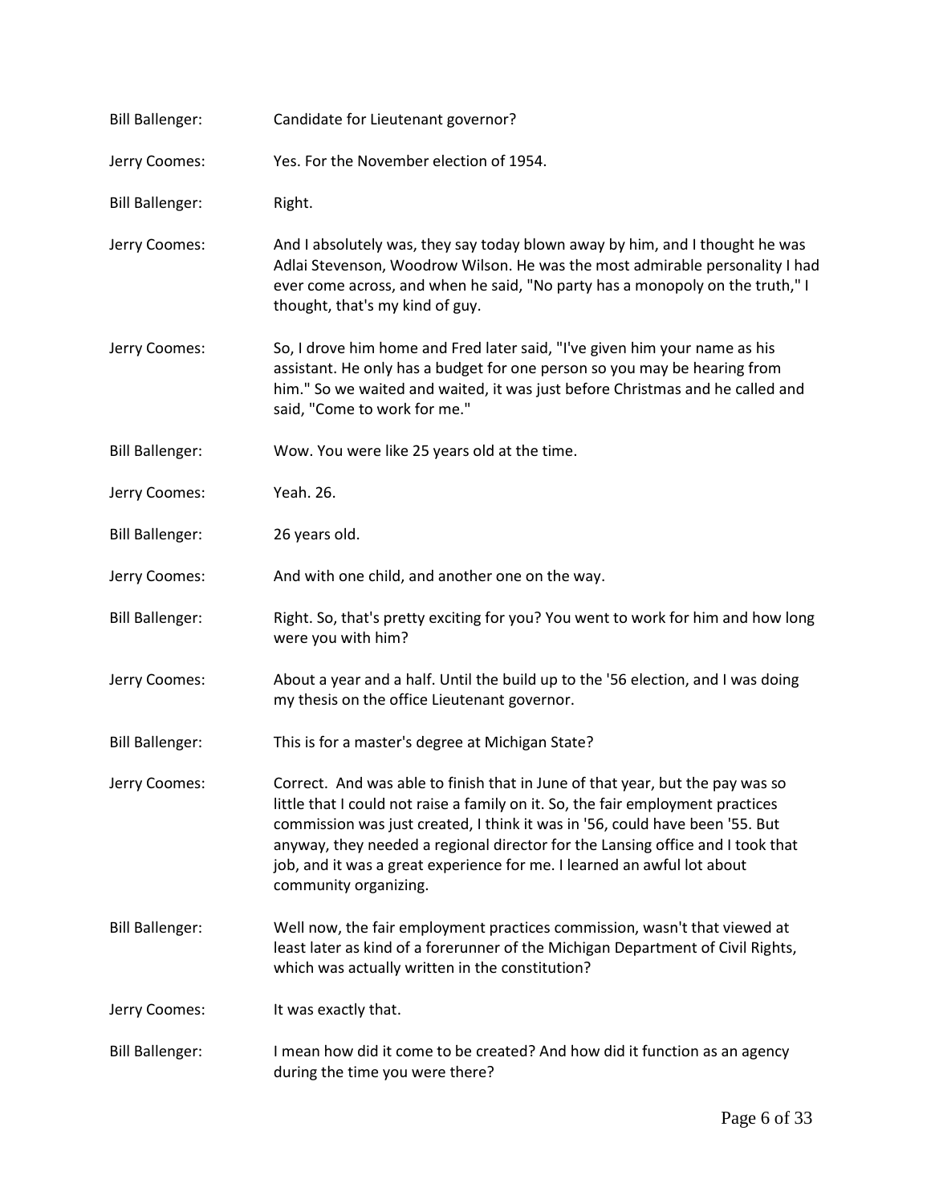Bill Ballenger: Candidate for Lieutenant governor?

Jerry Coomes: Yes. For the November election of 1954.

Bill Ballenger: Right.

Jerry Coomes: And I absolutely was, they say today blown away by him, and I thought he was Adlai Stevenson, Woodrow Wilson. He was the most admirable personality I had ever come across, and when he said, "No party has a monopoly on the truth," I thought, that's my kind of guy.

Jerry Coomes: So, I drove him home and Fred later said, "I've given him your name as his assistant. He only has a budget for one person so you may be hearing from him." So we waited and waited, it was just before Christmas and he called and said, "Come to work for me."

Bill Ballenger: Wow. You were like 25 years old at the time.

Jerry Coomes: Yeah. 26.

Bill Ballenger: 26 years old.

Jerry Coomes: And with one child, and another one on the way.

Bill Ballenger: Right. So, that's pretty exciting for you? You went to work for him and how long were you with him?

Jerry Coomes: About a year and a half. Until the build up to the '56 election, and I was doing my thesis on the office Lieutenant governor.

Bill Ballenger: This is for a master's degree at Michigan State?

Jerry Coomes: Correct. And was able to finish that in June of that year, but the pay was so little that I could not raise a family on it. So, the fair employment practices commission was just created, I think it was in '56, could have been '55. But anyway, they needed a regional director for the Lansing office and I took that job, and it was a great experience for me. I learned an awful lot about community organizing.

Bill Ballenger: Well now, the fair employment practices commission, wasn't that viewed at least later as kind of a forerunner of the Michigan Department of Civil Rights, which was actually written in the constitution?

Jerry Coomes: It was exactly that.

Bill Ballenger: I mean how did it come to be created? And how did it function as an agency during the time you were there?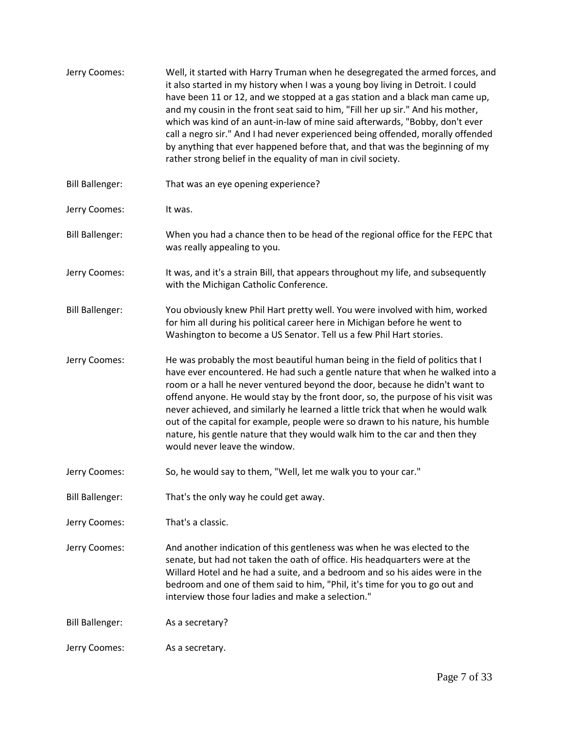Jerry Coomes: Well, it started with Harry Truman when he desegregated the armed forces, and it also started in my history when I was a young boy living in Detroit. I could have been 11 or 12, and we stopped at a gas station and a black man came up, and my cousin in the front seat said to him, "Fill her up sir." And his mother, which was kind of an aunt-in-law of mine said afterwards, "Bobby, don't ever call a negro sir." And I had never experienced being offended, morally offended by anything that ever happened before that, and that was the beginning of my rather strong belief in the equality of man in civil society.

Bill Ballenger: That was an eye opening experience?

Jerry Coomes: It was.

Bill Ballenger: When you had a chance then to be head of the regional office for the FEPC that was really appealing to you.

Jerry Coomes: It was, and it's a strain Bill, that appears throughout my life, and subsequently with the Michigan Catholic Conference.

Bill Ballenger: You obviously knew Phil Hart pretty well. You were involved with him, worked for him all during his political career here in Michigan before he went to Washington to become a US Senator. Tell us a few Phil Hart stories.

Jerry Coomes: He was probably the most beautiful human being in the field of politics that I have ever encountered. He had such a gentle nature that when he walked into a room or a hall he never ventured beyond the door, because he didn't want to offend anyone. He would stay by the front door, so, the purpose of his visit was never achieved, and similarly he learned a little trick that when he would walk out of the capital for example, people were so drawn to his nature, his humble nature, his gentle nature that they would walk him to the car and then they would never leave the window.

Jerry Coomes: So, he would say to them, "Well, let me walk you to your car."

Bill Ballenger: That's the only way he could get away.

Jerry Coomes: That's a classic.

Jerry Coomes: And another indication of this gentleness was when he was elected to the senate, but had not taken the oath of office. His headquarters were at the Willard Hotel and he had a suite, and a bedroom and so his aides were in the bedroom and one of them said to him, "Phil, it's time for you to go out and interview those four ladies and make a selection."

Bill Ballenger: As a secretary?

Jerry Coomes: As a secretary.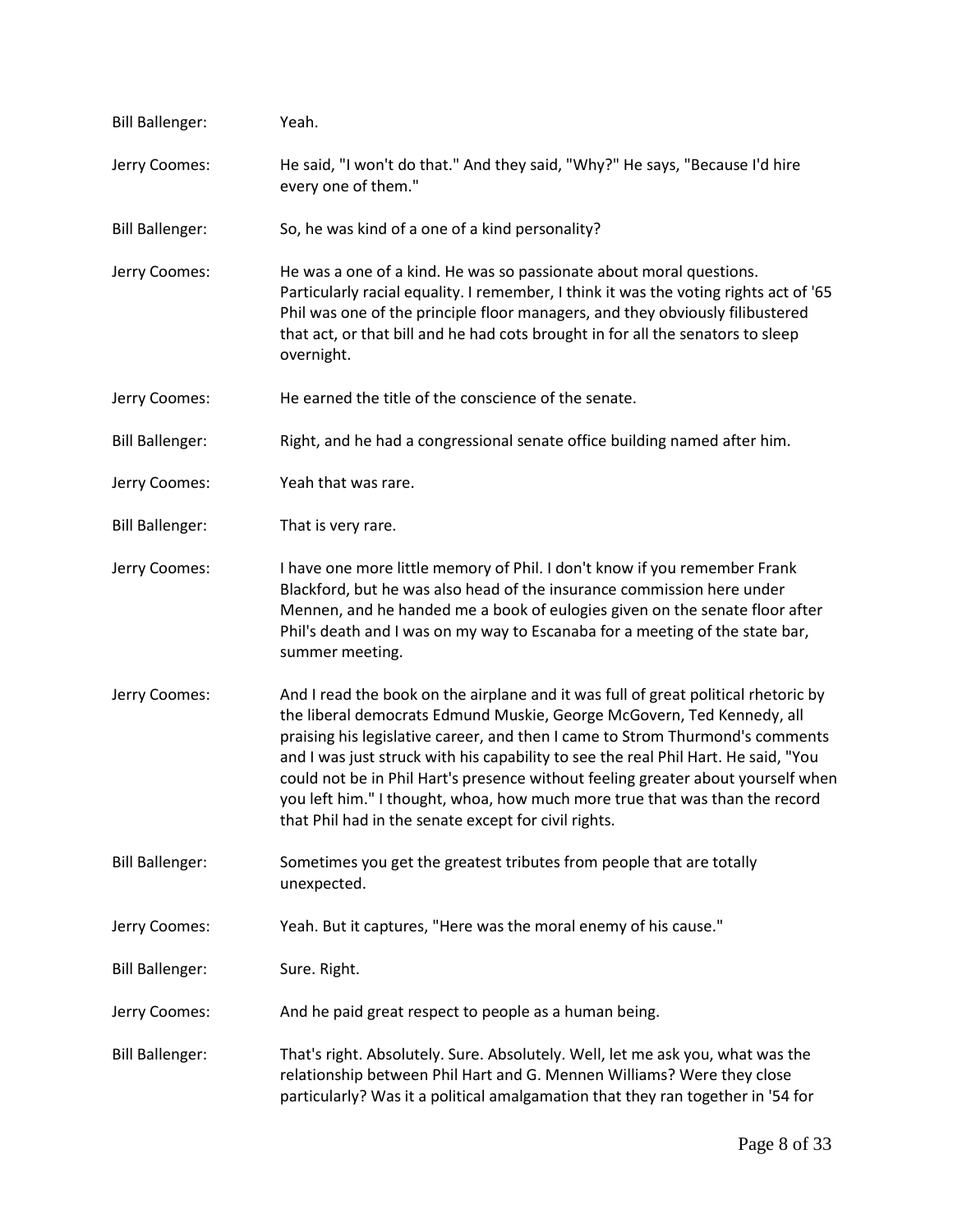Bill Ballenger: Yeah.

Jerry Coomes: He said, "I won't do that." And they said, "Why?" He says, "Because I'd hire every one of them."

Bill Ballenger: So, he was kind of a one of a kind personality?

Jerry Coomes: He was a one of a kind. He was so passionate about moral questions. Particularly racial equality. I remember, I think it was the voting rights act of '65 Phil was one of the principle floor managers, and they obviously filibustered that act, or that bill and he had cots brought in for all the senators to sleep overnight.

Jerry Coomes: He earned the title of the conscience of the senate.

Bill Ballenger: Right, and he had a congressional senate office building named after him.

Jerry Coomes: Yeah that was rare.

Bill Ballenger: That is very rare.

Jerry Coomes: I have one more little memory of Phil. I don't know if you remember Frank Blackford, but he was also head of the insurance commission here under Mennen, and he handed me a book of eulogies given on the senate floor after Phil's death and I was on my way to Escanaba for a meeting of the state bar, summer meeting.

Jerry Coomes: And I read the book on the airplane and it was full of great political rhetoric by the liberal democrats Edmund Muskie, George McGovern, Ted Kennedy, all praising his legislative career, and then I came to Strom Thurmond's comments and I was just struck with his capability to see the real Phil Hart. He said, "You could not be in Phil Hart's presence without feeling greater about yourself when you left him." I thought, whoa, how much more true that was than the record that Phil had in the senate except for civil rights.

Bill Ballenger: Sometimes you get the greatest tributes from people that are totally unexpected.

Jerry Coomes: Yeah. But it captures, "Here was the moral enemy of his cause."

Bill Ballenger: Sure. Right.

Jerry Coomes: And he paid great respect to people as a human being.

Bill Ballenger: That's right. Absolutely. Sure. Absolutely. Well, let me ask you, what was the relationship between Phil Hart and G. Mennen Williams? Were they close particularly? Was it a political amalgamation that they ran together in '54 for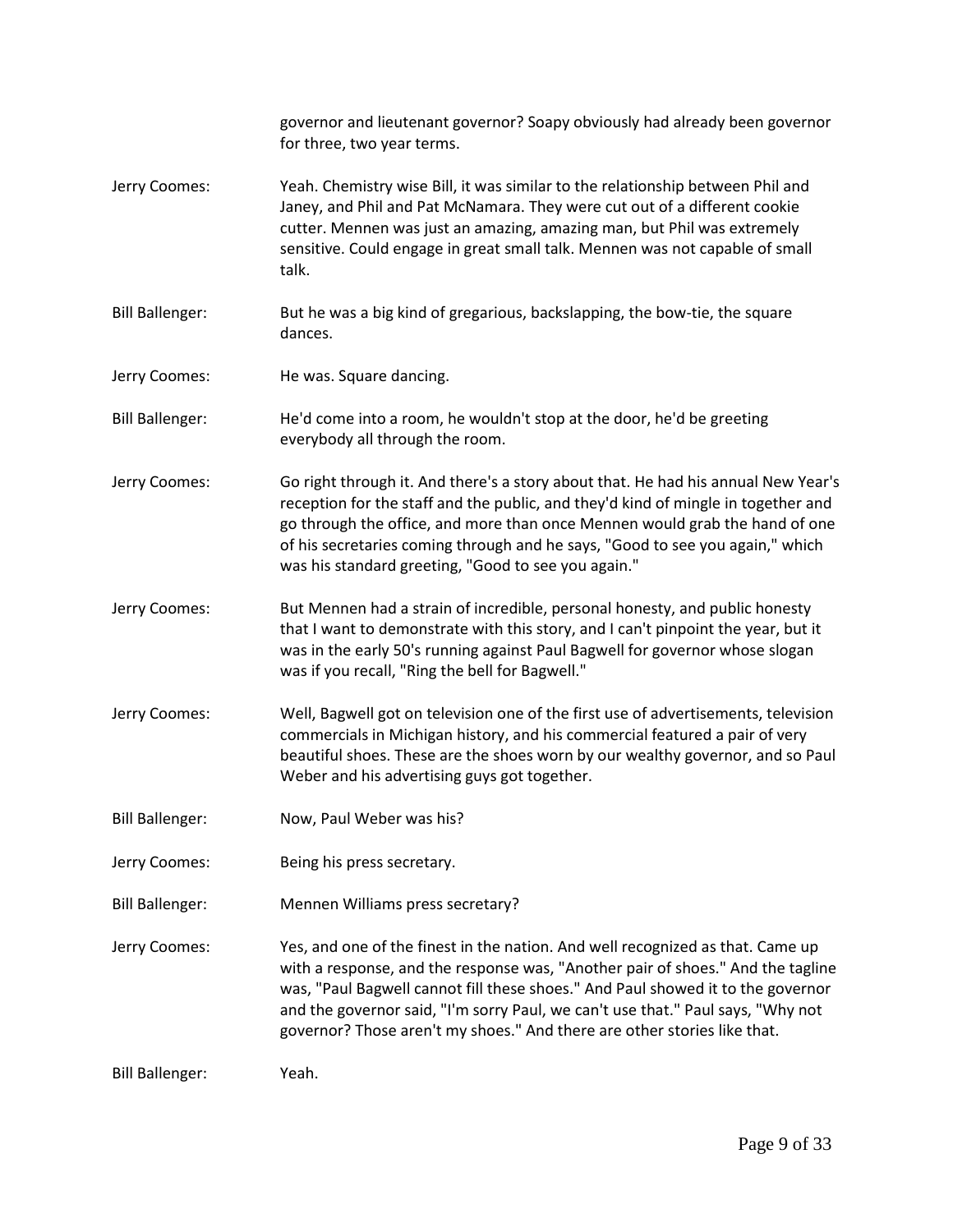governor and lieutenant governor? Soapy obviously had already been governor for three, two year terms.

Jerry Coomes: Yeah. Chemistry wise Bill, it was similar to the relationship between Phil and Janey, and Phil and Pat McNamara. They were cut out of a different cookie cutter. Mennen was just an amazing, amazing man, but Phil was extremely sensitive. Could engage in great small talk. Mennen was not capable of small talk.

Bill Ballenger: But he was a big kind of gregarious, backslapping, the bow-tie, the square dances.

Jerry Coomes: He was. Square dancing.

Bill Ballenger: He'd come into a room, he wouldn't stop at the door, he'd be greeting everybody all through the room.

Jerry Coomes: Go right through it. And there's a story about that. He had his annual New Year's reception for the staff and the public, and they'd kind of mingle in together and go through the office, and more than once Mennen would grab the hand of one of his secretaries coming through and he says, "Good to see you again," which was his standard greeting, "Good to see you again."

Jerry Coomes: But Mennen had a strain of incredible, personal honesty, and public honesty that I want to demonstrate with this story, and I can't pinpoint the year, but it was in the early 50's running against Paul Bagwell for governor whose slogan was if you recall, "Ring the bell for Bagwell."

Jerry Coomes: Well, Bagwell got on television one of the first use of advertisements, television commercials in Michigan history, and his commercial featured a pair of very beautiful shoes. These are the shoes worn by our wealthy governor, and so Paul Weber and his advertising guys got together.

Bill Ballenger: Now, Paul Weber was his?

Jerry Coomes: Being his press secretary.

Bill Ballenger: Mennen Williams press secretary?

Jerry Coomes: Yes, and one of the finest in the nation. And well recognized as that. Came up with a response, and the response was, "Another pair of shoes." And the tagline was, "Paul Bagwell cannot fill these shoes." And Paul showed it to the governor and the governor said, "I'm sorry Paul, we can't use that." Paul says, "Why not governor? Those aren't my shoes." And there are other stories like that.

Bill Ballenger: Yeah.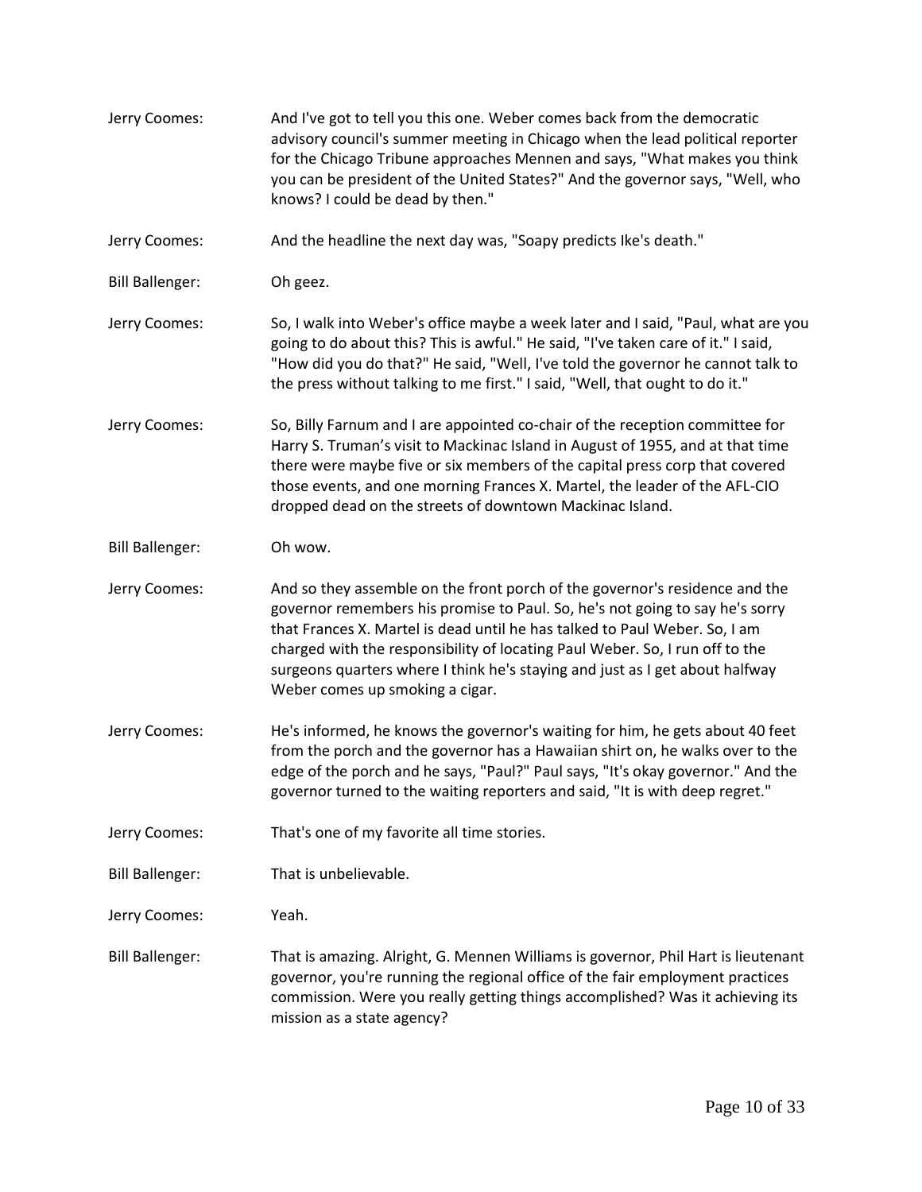Jerry Coomes: And I've got to tell you this one. Weber comes back from the democratic advisory council's summer meeting in Chicago when the lead political reporter for the Chicago Tribune approaches Mennen and says, "What makes you think you can be president of the United States?" And the governor says, "Well, who knows? I could be dead by then."

Jerry Coomes: And the headline the next day was, "Soapy predicts Ike's death."

Bill Ballenger: Oh geez.

Jerry Coomes: So, I walk into Weber's office maybe a week later and I said, "Paul, what are you going to do about this? This is awful." He said, "I've taken care of it." I said, "How did you do that?" He said, "Well, I've told the governor he cannot talk to the press without talking to me first." I said, "Well, that ought to do it."

Jerry Coomes: So, Billy Farnum and I are appointed co-chair of the reception committee for Harry S. Truman's visit to Mackinac Island in August of 1955, and at that time there were maybe five or six members of the capital press corp that covered those events, and one morning Frances X. Martel, the leader of the AFL-CIO dropped dead on the streets of downtown Mackinac Island.

Bill Ballenger: Oh wow.

Jerry Coomes: And so they assemble on the front porch of the governor's residence and the governor remembers his promise to Paul. So, he's not going to say he's sorry that Frances X. Martel is dead until he has talked to Paul Weber. So, I am charged with the responsibility of locating Paul Weber. So, I run off to the surgeons quarters where I think he's staying and just as I get about halfway Weber comes up smoking a cigar.

Jerry Coomes: He's informed, he knows the governor's waiting for him, he gets about 40 feet from the porch and the governor has a Hawaiian shirt on, he walks over to the edge of the porch and he says, "Paul?" Paul says, "It's okay governor." And the governor turned to the waiting reporters and said, "It is with deep regret."

Jerry Coomes: That's one of my favorite all time stories.

Bill Ballenger: That is unbelievable.

Jerry Coomes: Yeah.

Bill Ballenger: That is amazing. Alright, G. Mennen Williams is governor, Phil Hart is lieutenant governor, you're running the regional office of the fair employment practices commission. Were you really getting things accomplished? Was it achieving its mission as a state agency?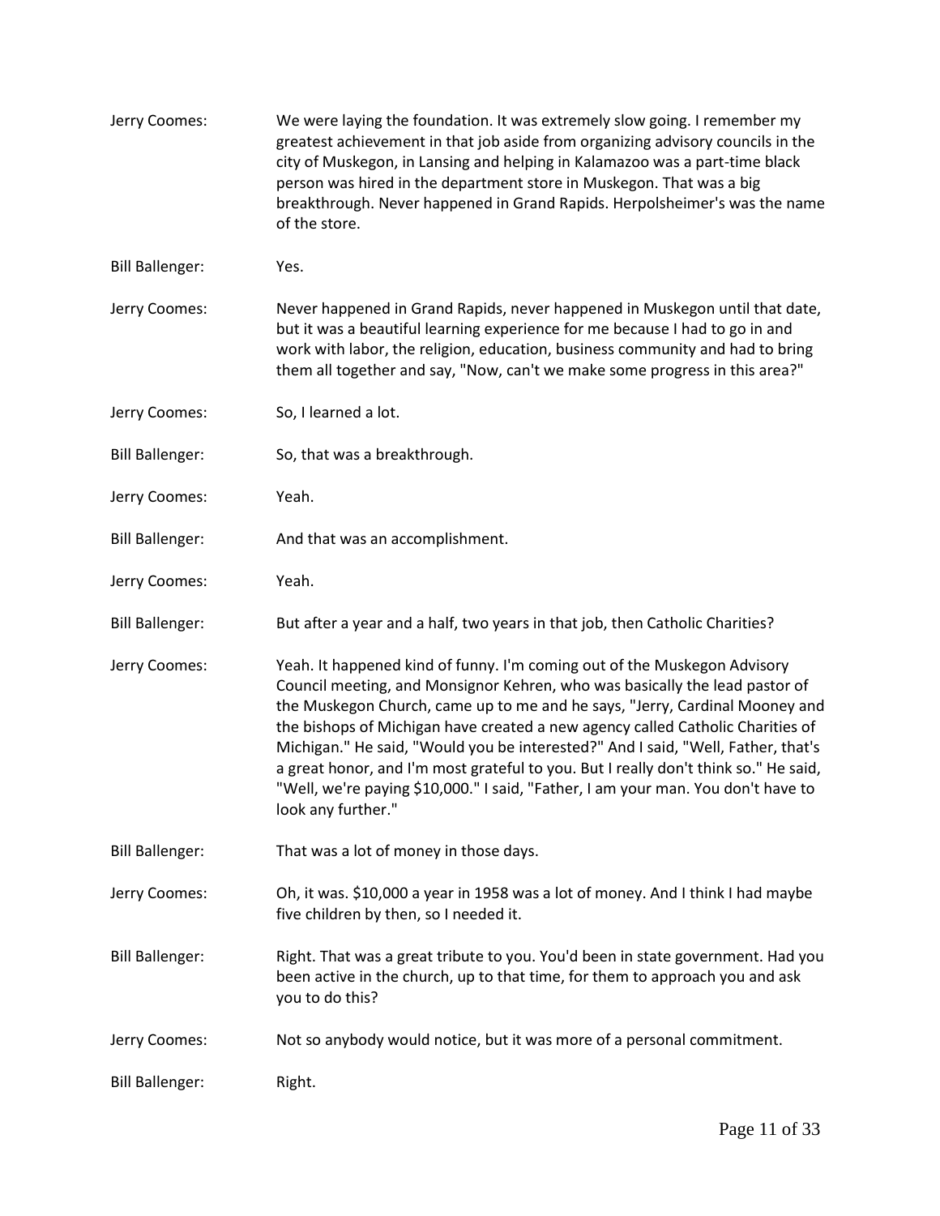Jerry Coomes: We were laying the foundation. It was extremely slow going. I remember my greatest achievement in that job aside from organizing advisory councils in the city of Muskegon, in Lansing and helping in Kalamazoo was a part-time black person was hired in the department store in Muskegon. That was a big breakthrough. Never happened in Grand Rapids. Herpolsheimer's was the name of the store.

Bill Ballenger: Yes.

Jerry Coomes: Never happened in Grand Rapids, never happened in Muskegon until that date, but it was a beautiful learning experience for me because I had to go in and work with labor, the religion, education, business community and had to bring them all together and say, "Now, can't we make some progress in this area?"

Jerry Coomes: So, I learned a lot.

Bill Ballenger: So, that was a breakthrough.

Jerry Coomes: Yeah.

Bill Ballenger: And that was an accomplishment.

Jerry Coomes: Yeah.

Bill Ballenger: But after a year and a half, two years in that job, then Catholic Charities?

Jerry Coomes: Yeah. It happened kind of funny. I'm coming out of the Muskegon Advisory Council meeting, and Monsignor Kehren, who was basically the lead pastor of the Muskegon Church, came up to me and he says, "Jerry, Cardinal Mooney and the bishops of Michigan have created a new agency called Catholic Charities of Michigan." He said, "Would you be interested?" And I said, "Well, Father, that's a great honor, and I'm most grateful to you. But I really don't think so." He said, "Well, we're paying $10,000." I said, "Father, I am your man. You don't have to look any further."

Bill Ballenger: That was a lot of money in those days.

Jerry Coomes: Oh, it was. $10,000 a year in 1958 was a lot of money. And I think I had maybe five children by then, so I needed it.

Bill Ballenger: Right. That was a great tribute to you. You'd been in state government. Had you been active in the church, up to that time, for them to approach you and ask you to do this?

Jerry Coomes: Not so anybody would notice, but it was more of a personal commitment.

Bill Ballenger: Right.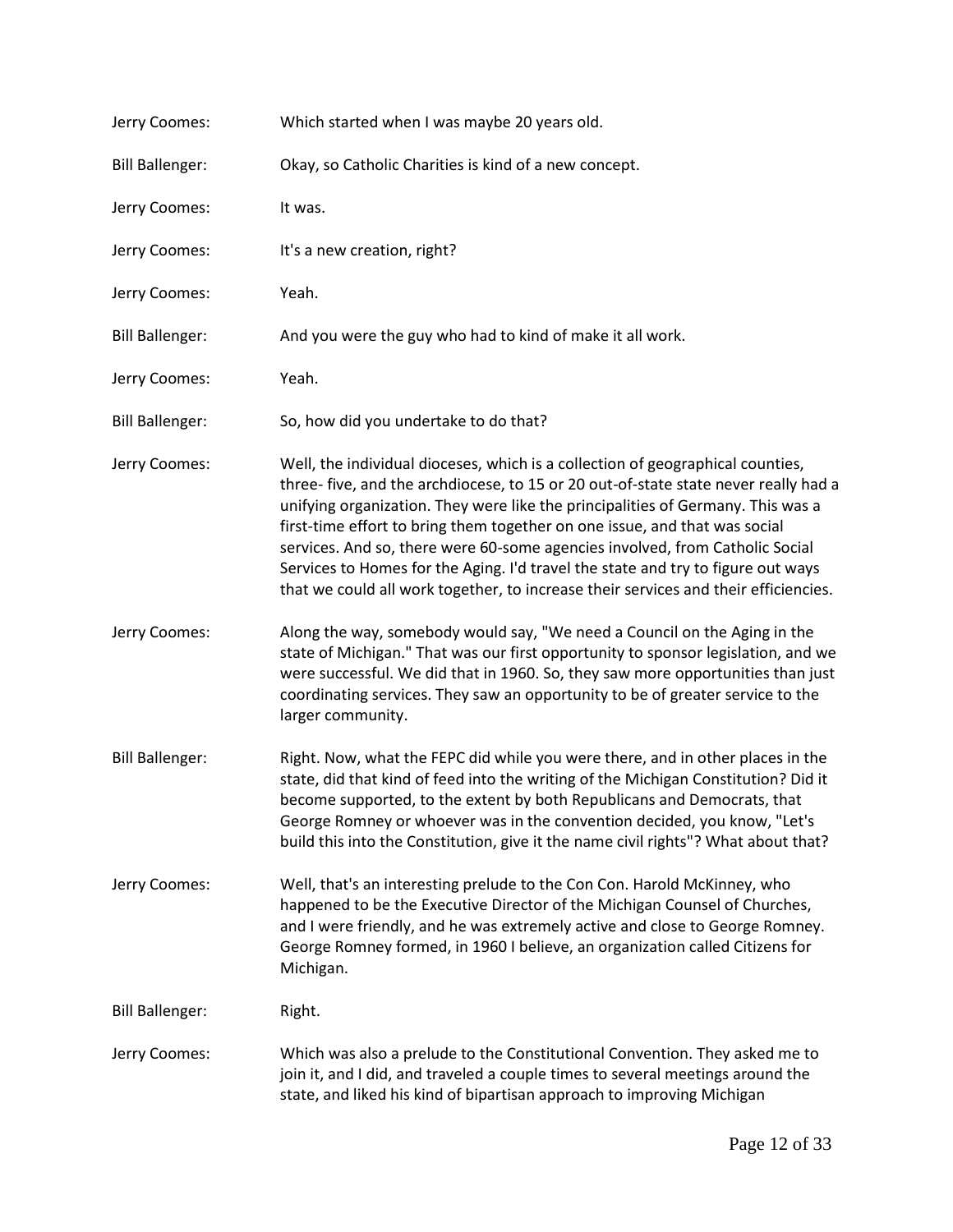Jerry Coomes: Which started when I was maybe 20 years old.

Bill Ballenger: Okay, so Catholic Charities is kind of a new concept.

Jerry Coomes: It was.

Jerry Coomes: It's a new creation, right?

Jerry Coomes: Yeah.

Bill Ballenger: And you were the guy who had to kind of make it all work.

Jerry Coomes: Yeah.

Bill Ballenger: So, how did you undertake to do that?

Jerry Coomes: Well, the individual dioceses, which is a collection of geographical counties, three- five, and the archdiocese, to 15 or 20 out-of-state state never really had a unifying organization. They were like the principalities of Germany. This was a first-time effort to bring them together on one issue, and that was social services. And so, there were 60-some agencies involved, from Catholic Social Services to Homes for the Aging. I'd travel the state and try to figure out ways that we could all work together, to increase their services and their efficiencies.

Jerry Coomes: Along the way, somebody would say, "We need a Council on the Aging in the state of Michigan." That was our first opportunity to sponsor legislation, and we were successful. We did that in 1960. So, they saw more opportunities than just coordinating services. They saw an opportunity to be of greater service to the larger community.

Bill Ballenger: Right. Now, what the FEPC did while you were there, and in other places in the state, did that kind of feed into the writing of the Michigan Constitution? Did it become supported, to the extent by both Republicans and Democrats, that George Romney or whoever was in the convention decided, you know, "Let's build this into the Constitution, give it the name civil rights"? What about that?

Jerry Coomes: Well, that's an interesting prelude to the Con Con. Harold McKinney, who happened to be the Executive Director of the Michigan Counsel of Churches, and I were friendly, and he was extremely active and close to George Romney. George Romney formed, in 1960 I believe, an organization called Citizens for Michigan.

Bill Ballenger: Right.

Jerry Coomes: Which was also a prelude to the Constitutional Convention. They asked me to join it, and I did, and traveled a couple times to several meetings around the state, and liked his kind of bipartisan approach to improving Michigan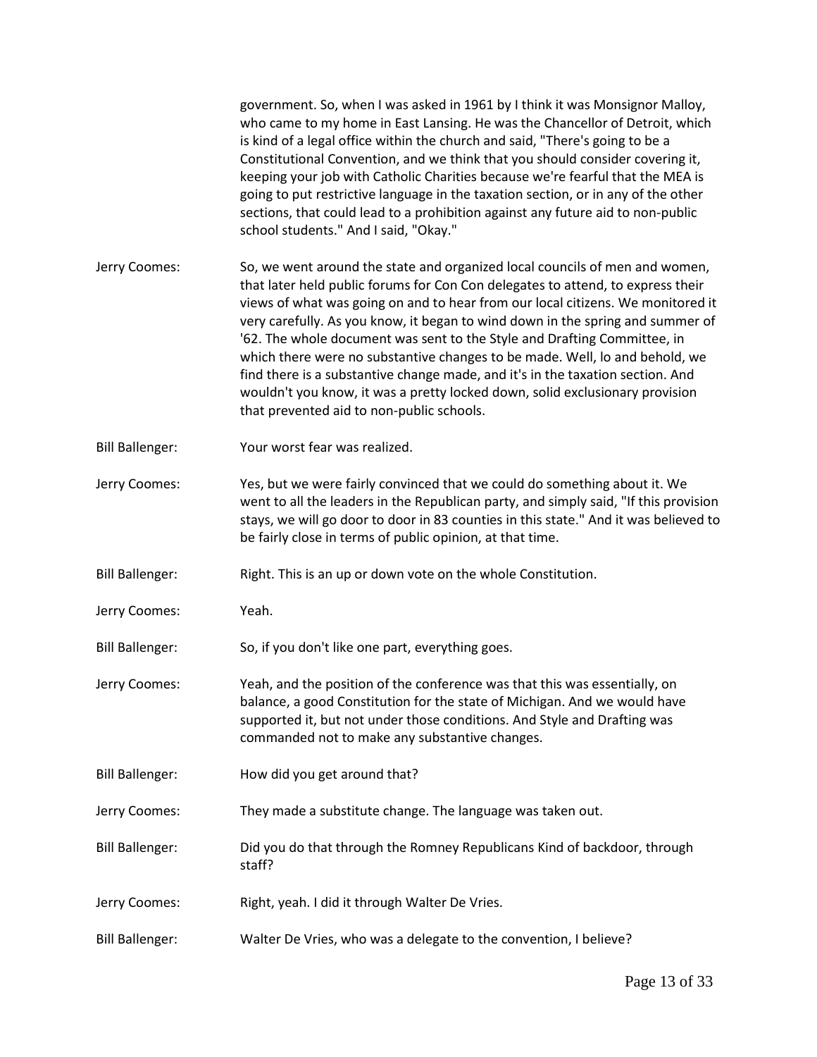government. So, when I was asked in 1961 by I think it was Monsignor Malloy, who came to my home in East Lansing. He was the Chancellor of Detroit, which is kind of a legal office within the church and said, "There's going to be a Constitutional Convention, and we think that you should consider covering it, keeping your job with Catholic Charities because we're fearful that the MEA is going to put restrictive language in the taxation section, or in any of the other sections, that could lead to a prohibition against any future aid to non-public school students." And I said, "Okay."

Jerry Coomes: So, we went around the state and organized local councils of men and women, that later held public forums for Con Con delegates to attend, to express their views of what was going on and to hear from our local citizens. We monitored it very carefully. As you know, it began to wind down in the spring and summer of '62. The whole document was sent to the Style and Drafting Committee, in which there were no substantive changes to be made. Well, lo and behold, we find there is a substantive change made, and it's in the taxation section. And wouldn't you know, it was a pretty locked down, solid exclusionary provision that prevented aid to non-public schools.

Bill Ballenger: Your worst fear was realized.

Jerry Coomes: Yes, but we were fairly convinced that we could do something about it. We went to all the leaders in the Republican party, and simply said, "If this provision stays, we will go door to door in 83 counties in this state." And it was believed to be fairly close in terms of public opinion, at that time.

Bill Ballenger: Right. This is an up or down vote on the whole Constitution.

Jerry Coomes: Yeah.

Bill Ballenger: So, if you don't like one part, everything goes.

Jerry Coomes: Yeah, and the position of the conference was that this was essentially, on balance, a good Constitution for the state of Michigan. And we would have supported it, but not under those conditions. And Style and Drafting was commanded not to make any substantive changes.

Bill Ballenger: How did you get around that?

Jerry Coomes: They made a substitute change. The language was taken out.

Bill Ballenger: Did you do that through the Romney Republicans Kind of backdoor, through staff?

Jerry Coomes: Right, yeah. I did it through Walter De Vries.

Bill Ballenger: Walter De Vries, who was a delegate to the convention, I believe?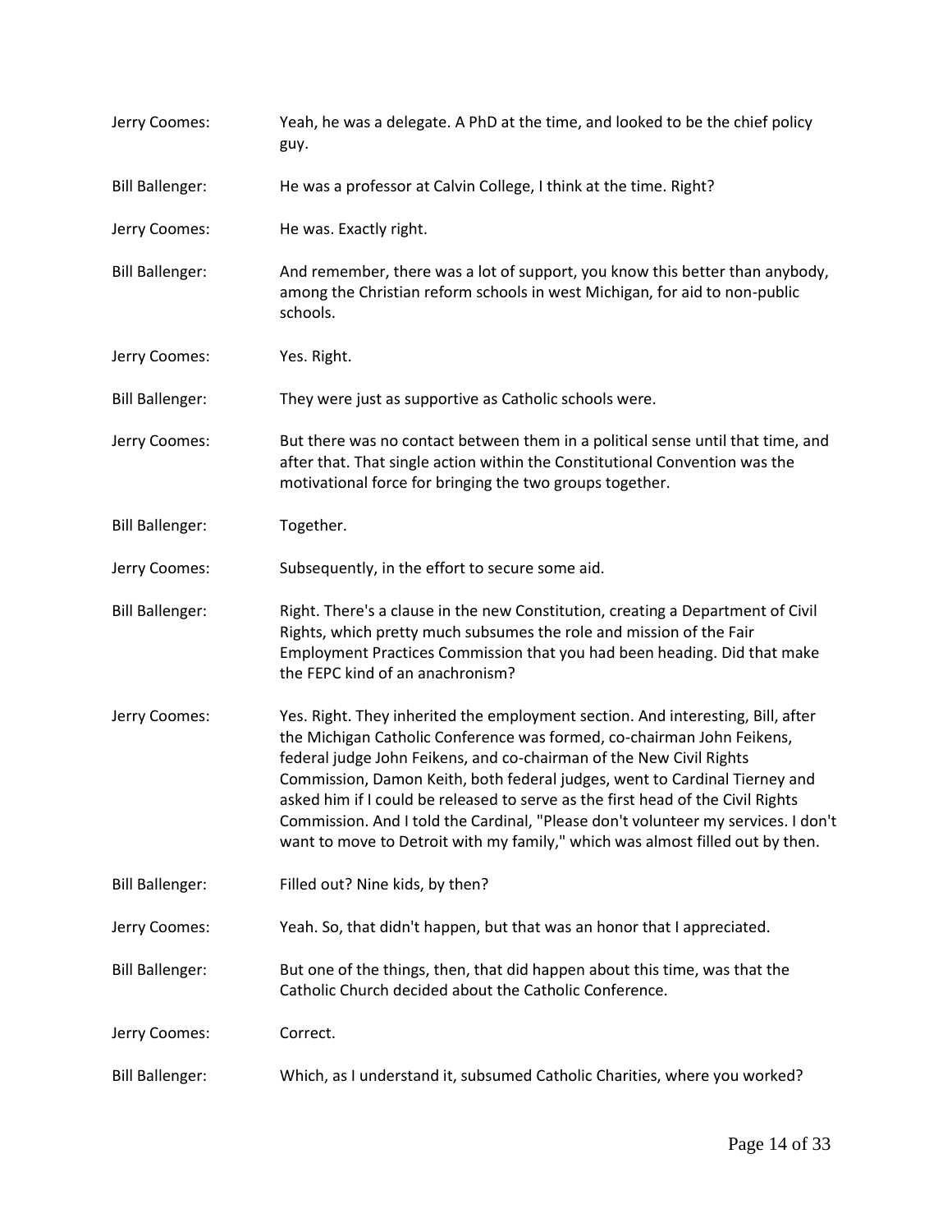Jerry Coomes: Yeah, he was a delegate. A PhD at the time, and looked to be the chief policy guy.

Bill Ballenger: He was a professor at Calvin College, I think at the time. Right?

Jerry Coomes: He was. Exactly right.

Bill Ballenger: And remember, there was a lot of support, you know this better than anybody, among the Christian reform schools in west Michigan, for aid to non-public schools.

Jerry Coomes: Yes. Right.

Bill Ballenger: They were just as supportive as Catholic schools were.

Jerry Coomes: But there was no contact between them in a political sense until that time, and after that. That single action within the Constitutional Convention was the motivational force for bringing the two groups together.

Bill Ballenger: Together.

Jerry Coomes: Subsequently, in the effort to secure some aid.

Bill Ballenger: Right. There's a clause in the new Constitution, creating a Department of Civil Rights, which pretty much subsumes the role and mission of the Fair Employment Practices Commission that you had been heading. Did that make the FEPC kind of an anachronism?

Jerry Coomes: Yes. Right. They inherited the employment section. And interesting, Bill, after the Michigan Catholic Conference was formed, co-chairman John Feikens, federal judge John Feikens, and co-chairman of the New Civil Rights Commission, Damon Keith, both federal judges, went to Cardinal Tierney and asked him if I could be released to serve as the first head of the Civil Rights Commission. And I told the Cardinal, "Please don't volunteer my services. I don't want to move to Detroit with my family," which was almost filled out by then.

Bill Ballenger: Filled out? Nine kids, by then?

Jerry Coomes: Yeah. So, that didn't happen, but that was an honor that I appreciated.

Bill Ballenger: But one of the things, then, that did happen about this time, was that the Catholic Church decided about the Catholic Conference.

Jerry Coomes: Correct.

Bill Ballenger: Which, as I understand it, subsumed Catholic Charities, where you worked?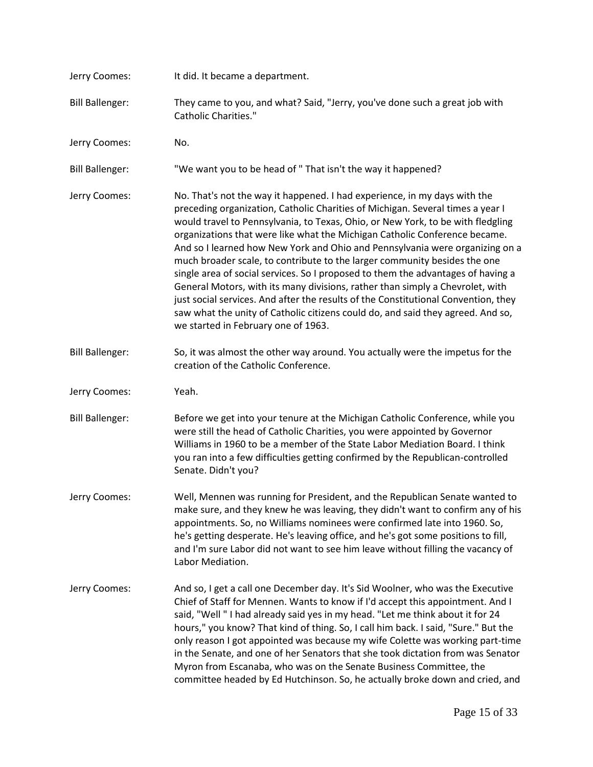Jerry Coomes: It did. It became a department.

Bill Ballenger: They came to you, and what? Said, "Jerry, you've done such a great job with Catholic Charities."

Jerry Coomes: No.

Bill Ballenger: "We want you to be head of " That isn't the way it happened?

Jerry Coomes: No. That's not the way it happened. I had experience, in my days with the preceding organization, Catholic Charities of Michigan. Several times a year I would travel to Pennsylvania, to Texas, Ohio, or New York, to be with fledgling organizations that were like what the Michigan Catholic Conference became. And so I learned how New York and Ohio and Pennsylvania were organizing on a much broader scale, to contribute to the larger community besides the one single area of social services. So I proposed to them the advantages of having a General Motors, with its many divisions, rather than simply a Chevrolet, with just social services. And after the results of the Constitutional Convention, they saw what the unity of Catholic citizens could do, and said they agreed. And so, we started in February one of 1963.

Bill Ballenger: So, it was almost the other way around. You actually were the impetus for the creation of the Catholic Conference.

Jerry Coomes: Yeah.

Bill Ballenger: Before we get into your tenure at the Michigan Catholic Conference, while you were still the head of Catholic Charities, you were appointed by Governor Williams in 1960 to be a member of the State Labor Mediation Board. I think you ran into a few difficulties getting confirmed by the Republican-controlled Senate. Didn't you?

Jerry Coomes: Well, Mennen was running for President, and the Republican Senate wanted to make sure, and they knew he was leaving, they didn't want to confirm any of his appointments. So, no Williams nominees were confirmed late into 1960. So, he's getting desperate. He's leaving office, and he's got some positions to fill, and I'm sure Labor did not want to see him leave without filling the vacancy of Labor Mediation.

Jerry Coomes: And so, I get a call one December day. It's Sid Woolner, who was the Executive Chief of Staff for Mennen. Wants to know if I'd accept this appointment. And I said, "Well " I had already said yes in my head. "Let me think about it for 24 hours," you know? That kind of thing. So, I call him back. I said, "Sure." But the only reason I got appointed was because my wife Colette was working part-time in the Senate, and one of her Senators that she took dictation from was Senator Myron from Escanaba, who was on the Senate Business Committee, the committee headed by Ed Hutchinson. So, he actually broke down and cried, and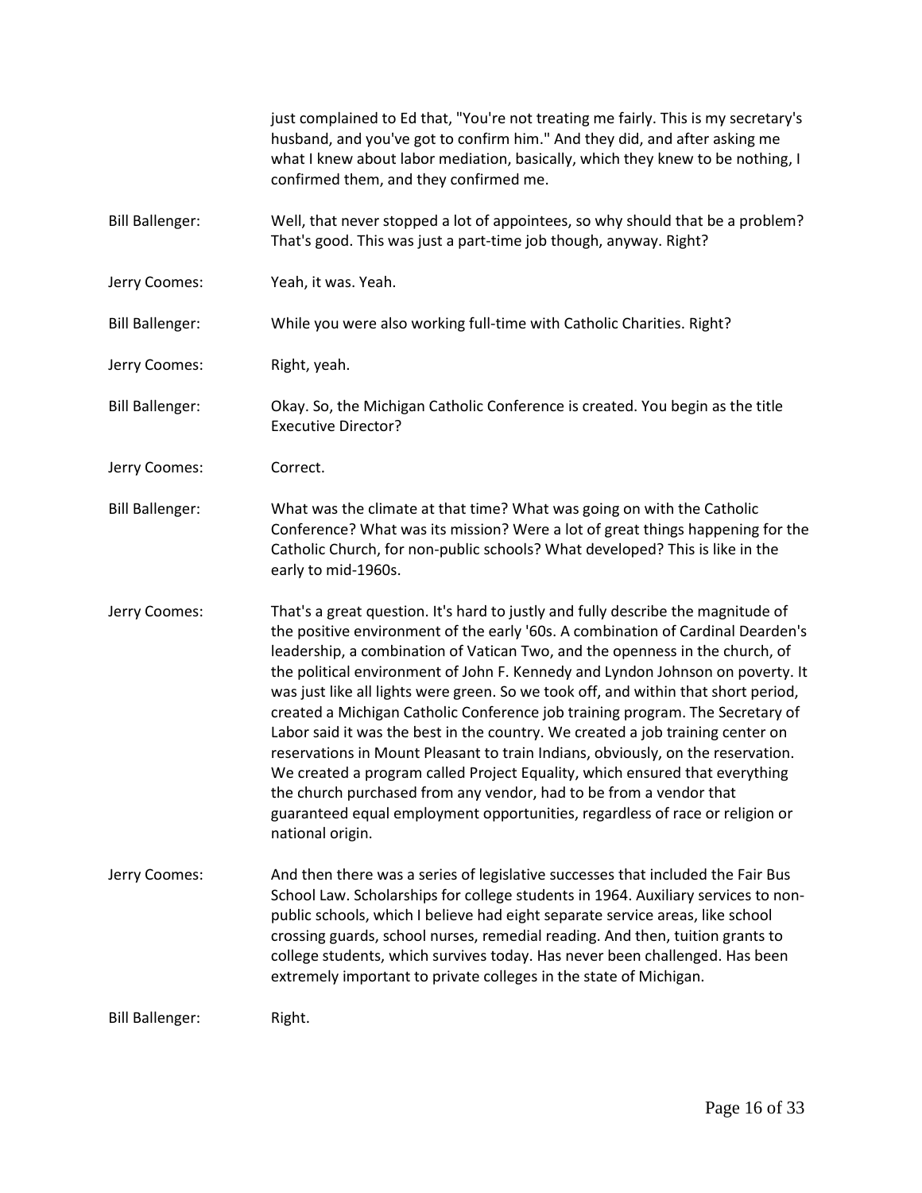just complained to Ed that, "You're not treating me fairly. This is my secretary's husband, and you've got to confirm him." And they did, and after asking me what I knew about labor mediation, basically, which they knew to be nothing, I confirmed them, and they confirmed me.

Bill Ballenger: Well, that never stopped a lot of appointees, so why should that be a problem? That's good. This was just a part-time job though, anyway. Right?

Jerry Coomes: Yeah, it was. Yeah.

Bill Ballenger: While you were also working full-time with Catholic Charities. Right?

Jerry Coomes: Right, yeah.

Bill Ballenger: Okay. So, the Michigan Catholic Conference is created. You begin as the title Executive Director?

Jerry Coomes: Correct.

Bill Ballenger: What was the climate at that time? What was going on with the Catholic Conference? What was its mission? Were a lot of great things happening for the Catholic Church, for non-public schools? What developed? This is like in the early to mid-1960s.

Jerry Coomes: That's a great question. It's hard to justly and fully describe the magnitude of the positive environment of the early '60s. A combination of Cardinal Dearden's leadership, a combination of Vatican Two, and the openness in the church, of the political environment of John F. Kennedy and Lyndon Johnson on poverty. It was just like all lights were green. So we took off, and within that short period, created a Michigan Catholic Conference job training program. The Secretary of Labor said it was the best in the country. We created a job training center on reservations in Mount Pleasant to train Indians, obviously, on the reservation. We created a program called Project Equality, which ensured that everything the church purchased from any vendor, had to be from a vendor that guaranteed equal employment opportunities, regardless of race or religion or national origin.

Jerry Coomes: And then there was a series of legislative successes that included the Fair Bus School Law. Scholarships for college students in 1964. Auxiliary services to non-public schools, which I believe had eight separate service areas, like school crossing guards, school nurses, remedial reading. And then, tuition grants to college students, which survives today. Has never been challenged. Has been extremely important to private colleges in the state of Michigan.

Bill Ballenger: Right.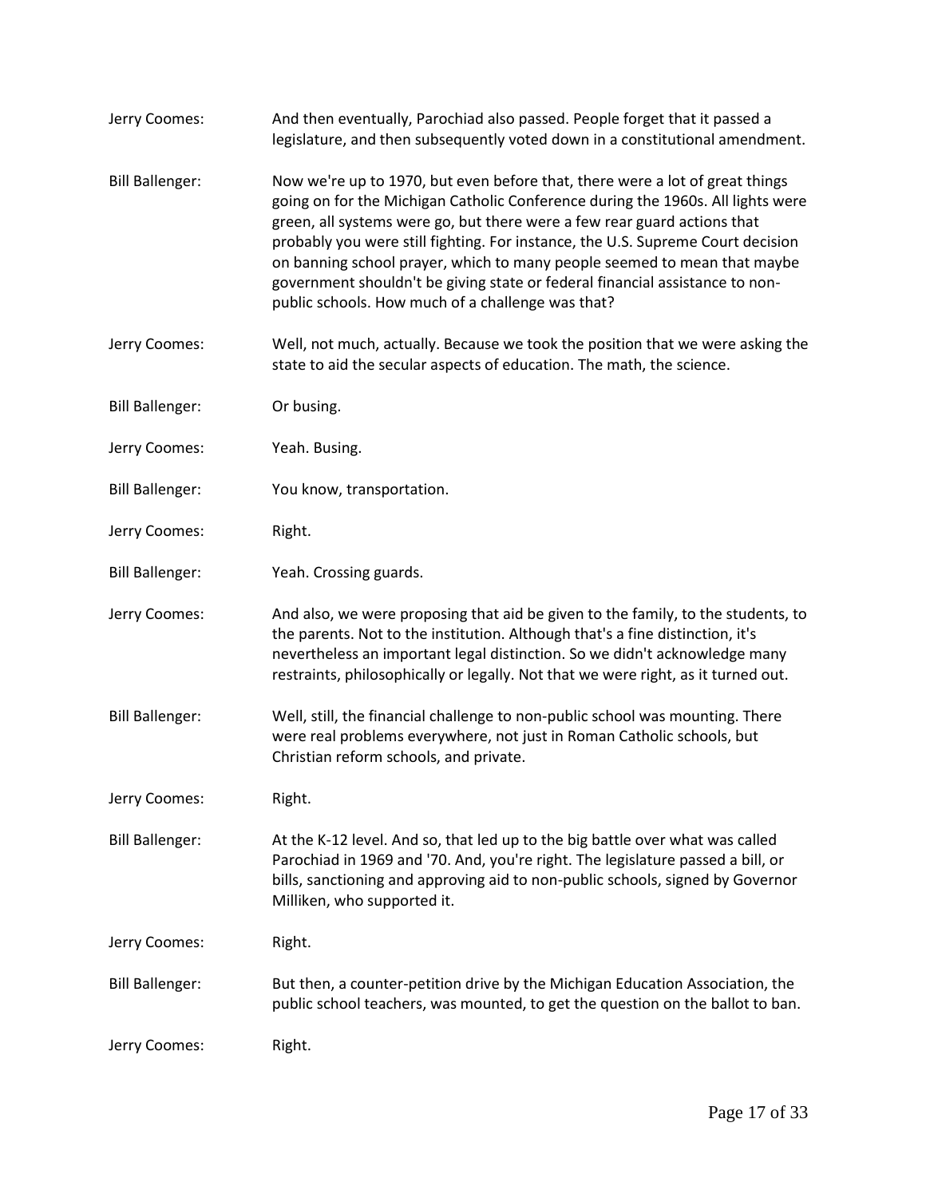Jerry Coomes: And then eventually, Parochiad also passed. People forget that it passed a legislature, and then subsequently voted down in a constitutional amendment.

Bill Ballenger: Now we're up to 1970, but even before that, there were a lot of great things going on for the Michigan Catholic Conference during the 1960s. All lights were green, all systems were go, but there were a few rear guard actions that probably you were still fighting. For instance, the U.S. Supreme Court decision on banning school prayer, which to many people seemed to mean that maybe government shouldn't be giving state or federal financial assistance to non-public schools. How much of a challenge was that?

Jerry Coomes: Well, not much, actually. Because we took the position that we were asking the state to aid the secular aspects of education. The math, the science.

Bill Ballenger: Or busing.

Jerry Coomes: Yeah. Busing.

Bill Ballenger: You know, transportation.

Jerry Coomes: Right.

Bill Ballenger: Yeah. Crossing guards.

Jerry Coomes: And also, we were proposing that aid be given to the family, to the students, to the parents. Not to the institution. Although that's a fine distinction, it's nevertheless an important legal distinction. So we didn't acknowledge many restraints, philosophically or legally. Not that we were right, as it turned out.

Bill Ballenger: Well, still, the financial challenge to non-public school was mounting. There were real problems everywhere, not just in Roman Catholic schools, but Christian reform schools, and private.

Jerry Coomes: Right.

Bill Ballenger: At the K-12 level. And so, that led up to the big battle over what was called Parochiad in 1969 and '70. And, you're right. The legislature passed a bill, or bills, sanctioning and approving aid to non-public schools, signed by Governor Milliken, who supported it.

Jerry Coomes: Right.

Bill Ballenger: But then, a counter-petition drive by the Michigan Education Association, the public school teachers, was mounted, to get the question on the ballot to ban.

Jerry Coomes: Right.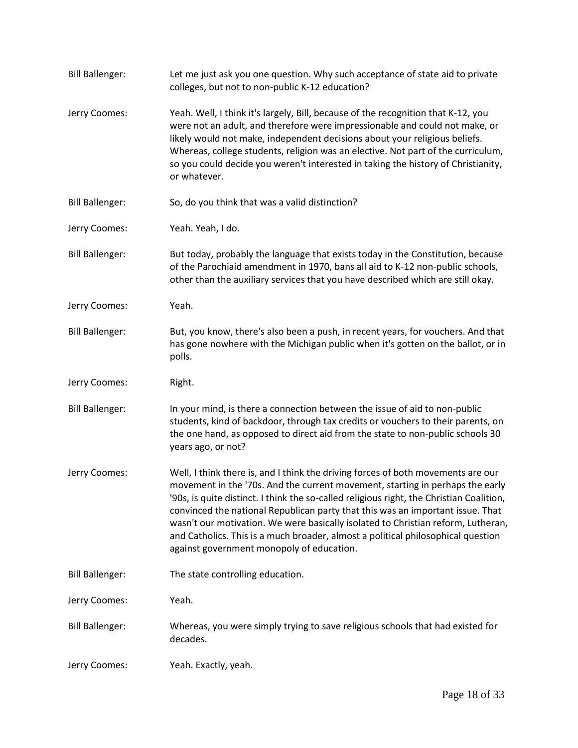**Bill Ballenger:** Let me just ask you one question. Why such acceptance of state aid to private colleges, but not to non-public K-12 education?

**Jerry Coomes:** Yeah. Well, I think it's largely, Bill, because of the recognition that K-12, you were not an adult, and therefore were impressionable and could not make, or likely would not make, independent decisions about your religious beliefs. Whereas, college students, religion was an elective. Not part of the curriculum, so you could decide you weren't interested in taking the history of Christianity, or whatever.

**Bill Ballenger:** So, do you think that was a valid distinction?

**Jerry Coomes:** Yeah. Yeah, I do.

**Bill Ballenger:** But today, probably the language that exists today in the Constitution, because of the Parochiaid amendment in 1970, bans all aid to K-12 non-public schools, other than the auxiliary services that you have described which are still okay.

**Jerry Coomes:** Yeah.

**Bill Ballenger:** But, you know, there's also been a push, in recent years, for vouchers. And that has gone nowhere with the Michigan public when it's gotten on the ballot, or in polls.

**Jerry Coomes:** Right.

**Bill Ballenger:** In your mind, is there a connection between the issue of aid to non-public students, kind of backdoor, through tax credits or vouchers to their parents, on the one hand, as opposed to direct aid from the state to non-public schools 30 years ago, or not?

**Jerry Coomes:** Well, I think there is, and I think the driving forces of both movements are our movement in the '70s. And the current movement, starting in perhaps the early '90s, is quite distinct. I think the so-called religious right, the Christian Coalition, convinced the national Republican party that this was an important issue. That wasn't our motivation. We were basically isolated to Christian reform, Lutheran, and Catholics. This is a much broader, almost a political philosophical question against government monopoly of education.

**Bill Ballenger:** The state controlling education.

**Jerry Coomes:** Yeah.

**Bill Ballenger:** Whereas, you were simply trying to save religious schools that had existed for decades.

**Jerry Coomes:** Yeah. Exactly, yeah.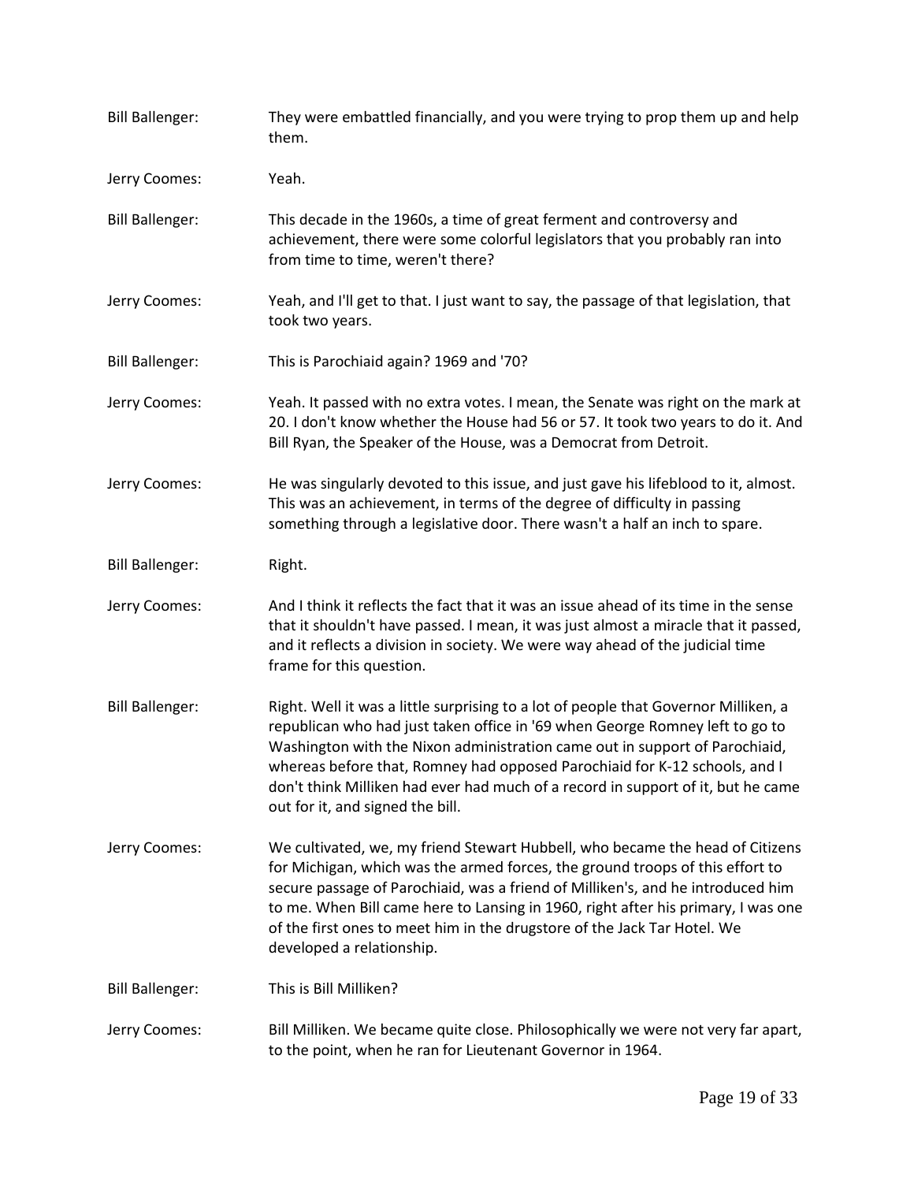Bill Ballenger: They were embattled financially, and you were trying to prop them up and help them.

Jerry Coomes: Yeah.

Bill Ballenger: This decade in the 1960s, a time of great ferment and controversy and achievement, there were some colorful legislators that you probably ran into from time to time, weren't there?

Jerry Coomes: Yeah, and I'll get to that. I just want to say, the passage of that legislation, that took two years.

Bill Ballenger: This is Parochiaid again? 1969 and '70?

Jerry Coomes: Yeah. It passed with no extra votes. I mean, the Senate was right on the mark at 20. I don't know whether the House had 56 or 57. It took two years to do it. And Bill Ryan, the Speaker of the House, was a Democrat from Detroit.

Jerry Coomes: He was singularly devoted to this issue, and just gave his lifeblood to it, almost. This was an achievement, in terms of the degree of difficulty in passing something through a legislative door. There wasn't a half an inch to spare.

Bill Ballenger: Right.

Jerry Coomes: And I think it reflects the fact that it was an issue ahead of its time in the sense that it shouldn't have passed. I mean, it was just almost a miracle that it passed, and it reflects a division in society. We were way ahead of the judicial time frame for this question.

Bill Ballenger: Right. Well it was a little surprising to a lot of people that Governor Milliken, a republican who had just taken office in '69 when George Romney left to go to Washington with the Nixon administration came out in support of Parochiaid, whereas before that, Romney had opposed Parochiaid for K-12 schools, and I don't think Milliken had ever had much of a record in support of it, but he came out for it, and signed the bill.

Jerry Coomes: We cultivated, we, my friend Stewart Hubbell, who became the head of Citizens for Michigan, which was the armed forces, the ground troops of this effort to secure passage of Parochiaid, was a friend of Milliken's, and he introduced him to me. When Bill came here to Lansing in 1960, right after his primary, I was one of the first ones to meet him in the drugstore of the Jack Tar Hotel. We developed a relationship.

Bill Ballenger: This is Bill Milliken?

Jerry Coomes: Bill Milliken. We became quite close. Philosophically we were not very far apart, to the point, when he ran for Lieutenant Governor in 1964.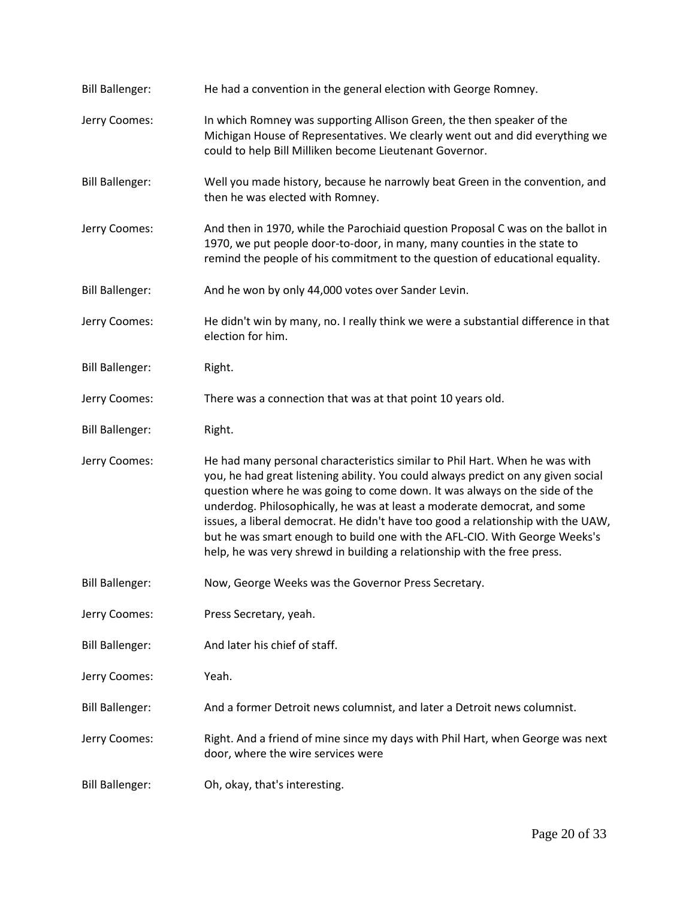Bill Ballenger: He had a convention in the general election with George Romney.

Jerry Coomes: In which Romney was supporting Allison Green, the then speaker of the Michigan House of Representatives. We clearly went out and did everything we could to help Bill Milliken become Lieutenant Governor.

Bill Ballenger: Well you made history, because he narrowly beat Green in the convention, and then he was elected with Romney.

Jerry Coomes: And then in 1970, while the Parochiaid question Proposal C was on the ballot in 1970, we put people door-to-door, in many, many counties in the state to remind the people of his commitment to the question of educational equality.

Bill Ballenger: And he won by only 44,000 votes over Sander Levin.

Jerry Coomes: He didn't win by many, no. I really think we were a substantial difference in that election for him.

Bill Ballenger: Right.

Jerry Coomes: There was a connection that was at that point 10 years old.

Bill Ballenger: Right.

Jerry Coomes: He had many personal characteristics similar to Phil Hart. When he was with you, he had great listening ability. You could always predict on any given social question where he was going to come down. It was always on the side of the underdog. Philosophically, he was at least a moderate democrat, and some issues, a liberal democrat. He didn't have too good a relationship with the UAW, but he was smart enough to build one with the AFL-CIO. With George Weeks's help, he was very shrewd in building a relationship with the free press.

Bill Ballenger: Now, George Weeks was the Governor Press Secretary.

Jerry Coomes: Press Secretary, yeah.

Bill Ballenger: And later his chief of staff.

Jerry Coomes: Yeah.

Bill Ballenger: And a former Detroit news columnist, and later a Detroit news columnist.

Jerry Coomes: Right. And a friend of mine since my days with Phil Hart, when George was next door, where the wire services were

Bill Ballenger: Oh, okay, that's interesting.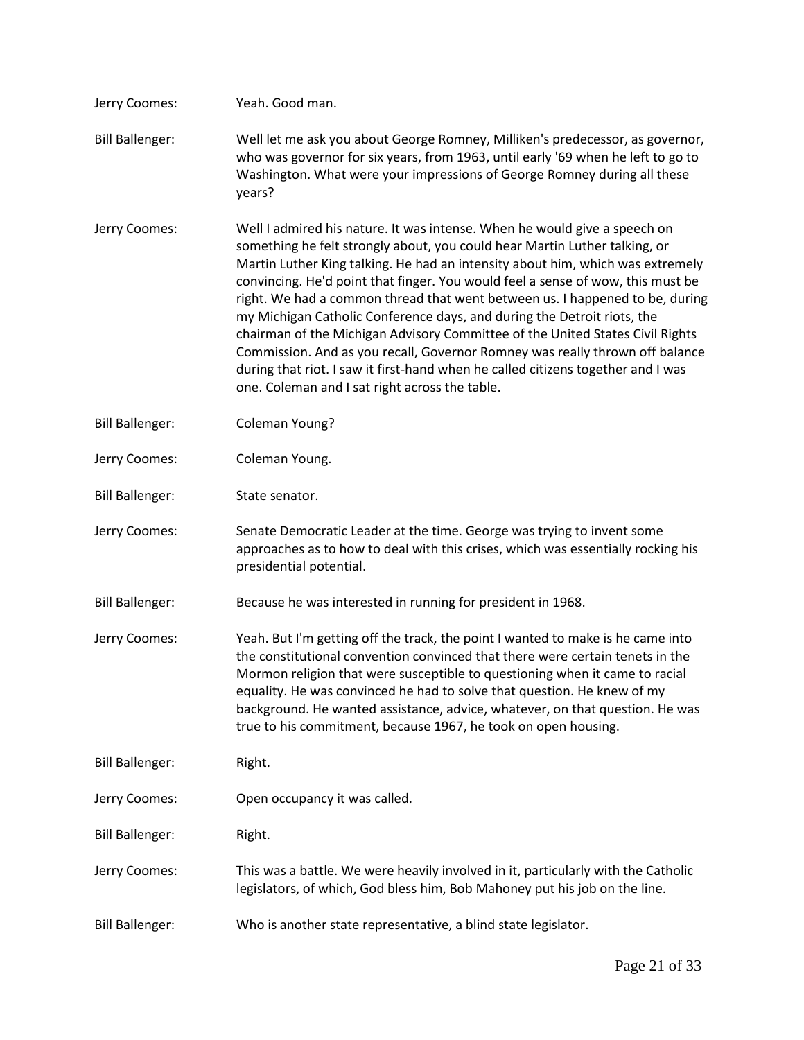Jerry Coomes: Yeah. Good man.

Bill Ballenger: Well let me ask you about George Romney, Milliken's predecessor, as governor, who was governor for six years, from 1963, until early '69 when he left to go to Washington. What were your impressions of George Romney during all these years?

Jerry Coomes: Well I admired his nature. It was intense. When he would give a speech on something he felt strongly about, you could hear Martin Luther talking, or Martin Luther King talking. He had an intensity about him, which was extremely convincing. He'd point that finger. You would feel a sense of wow, this must be right. We had a common thread that went between us. I happened to be, during my Michigan Catholic Conference days, and during the Detroit riots, the chairman of the Michigan Advisory Committee of the United States Civil Rights Commission. And as you recall, Governor Romney was really thrown off balance during that riot. I saw it first-hand when he called citizens together and I was one. Coleman and I sat right across the table.

Bill Ballenger: Coleman Young?

Jerry Coomes: Coleman Young.

Bill Ballenger: State senator.

Jerry Coomes: Senate Democratic Leader at the time. George was trying to invent some approaches as to how to deal with this crises, which was essentially rocking his presidential potential.

Bill Ballenger: Because he was interested in running for president in 1968.

Jerry Coomes: Yeah. But I'm getting off the track, the point I wanted to make is he came into the constitutional convention convinced that there were certain tenets in the Mormon religion that were susceptible to questioning when it came to racial equality. He was convinced he had to solve that question. He knew of my background. He wanted assistance, advice, whatever, on that question. He was true to his commitment, because 1967, he took on open housing.

Bill Ballenger: Right.

Jerry Coomes: Open occupancy it was called.

Bill Ballenger: Right.

Jerry Coomes: This was a battle. We were heavily involved in it, particularly with the Catholic legislators, of which, God bless him, Bob Mahoney put his job on the line.

Bill Ballenger: Who is another state representative, a blind state legislator.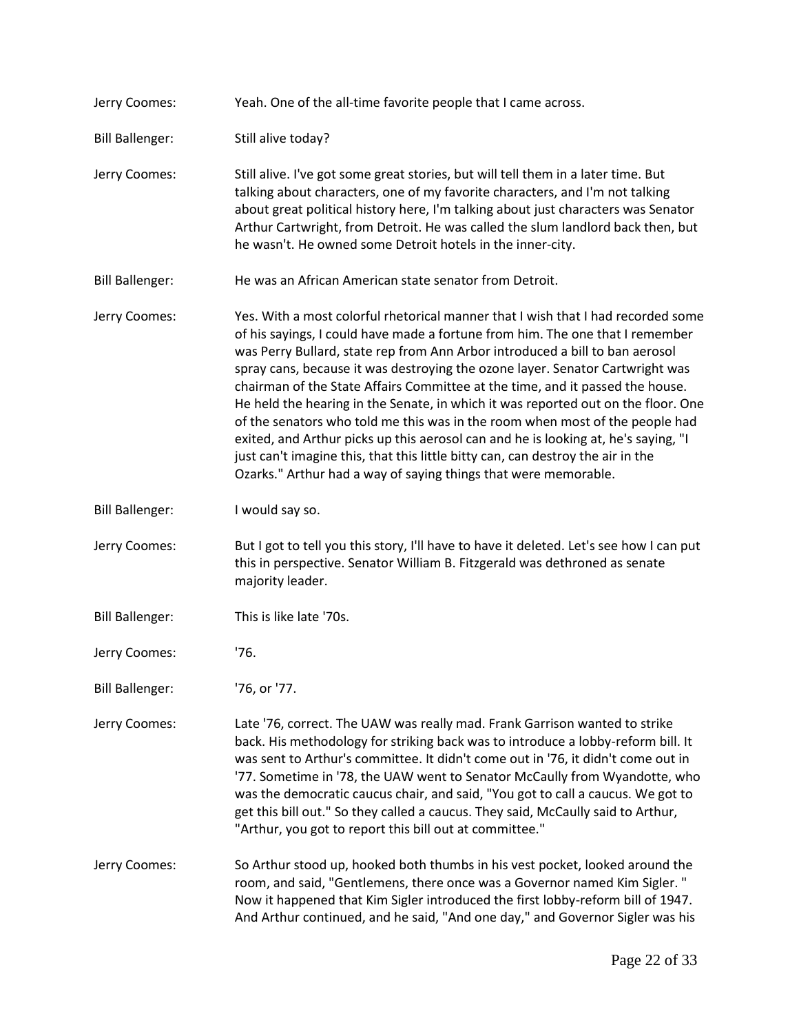Jerry Coomes: Yeah. One of the all-time favorite people that I came across.

Bill Ballenger: Still alive today?

Jerry Coomes: Still alive. I've got some great stories, but will tell them in a later time. But talking about characters, one of my favorite characters, and I'm not talking about great political history here, I'm talking about just characters was Senator Arthur Cartwright, from Detroit. He was called the slum landlord back then, but he wasn't. He owned some Detroit hotels in the inner-city.

Bill Ballenger: He was an African American state senator from Detroit.

Jerry Coomes: Yes. With a most colorful rhetorical manner that I wish that I had recorded some of his sayings, I could have made a fortune from him. The one that I remember was Perry Bullard, state rep from Ann Arbor introduced a bill to ban aerosol spray cans, because it was destroying the ozone layer. Senator Cartwright was chairman of the State Affairs Committee at the time, and it passed the house. He held the hearing in the Senate, in which it was reported out on the floor. One of the senators who told me this was in the room when most of the people had exited, and Arthur picks up this aerosol can and he is looking at, he's saying, "I just can't imagine this, that this little bitty can, can destroy the air in the Ozarks." Arthur had a way of saying things that were memorable.

Bill Ballenger: I would say so.

Jerry Coomes: But I got to tell you this story, I'll have to have it deleted. Let's see how I can put this in perspective. Senator William B. Fitzgerald was dethroned as senate majority leader.

Bill Ballenger: This is like late '70s.

Jerry Coomes: '76.

Bill Ballenger: '76, or '77.

Jerry Coomes: Late '76, correct. The UAW was really mad. Frank Garrison wanted to strike back. His methodology for striking back was to introduce a lobby-reform bill. It was sent to Arthur's committee. It didn't come out in '76, it didn't come out in '77. Sometime in '78, the UAW went to Senator McCaully from Wyandotte, who was the democratic caucus chair, and said, "You got to call a caucus. We got to get this bill out." So they called a caucus. They said, McCaully said to Arthur, "Arthur, you got to report this bill out at committee."

Jerry Coomes: So Arthur stood up, hooked both thumbs in his vest pocket, looked around the room, and said, "Gentlemens, there once was a Governor named Kim Sigler. " Now it happened that Kim Sigler introduced the first lobby-reform bill of 1947. And Arthur continued, and he said, "And one day," and Governor Sigler was his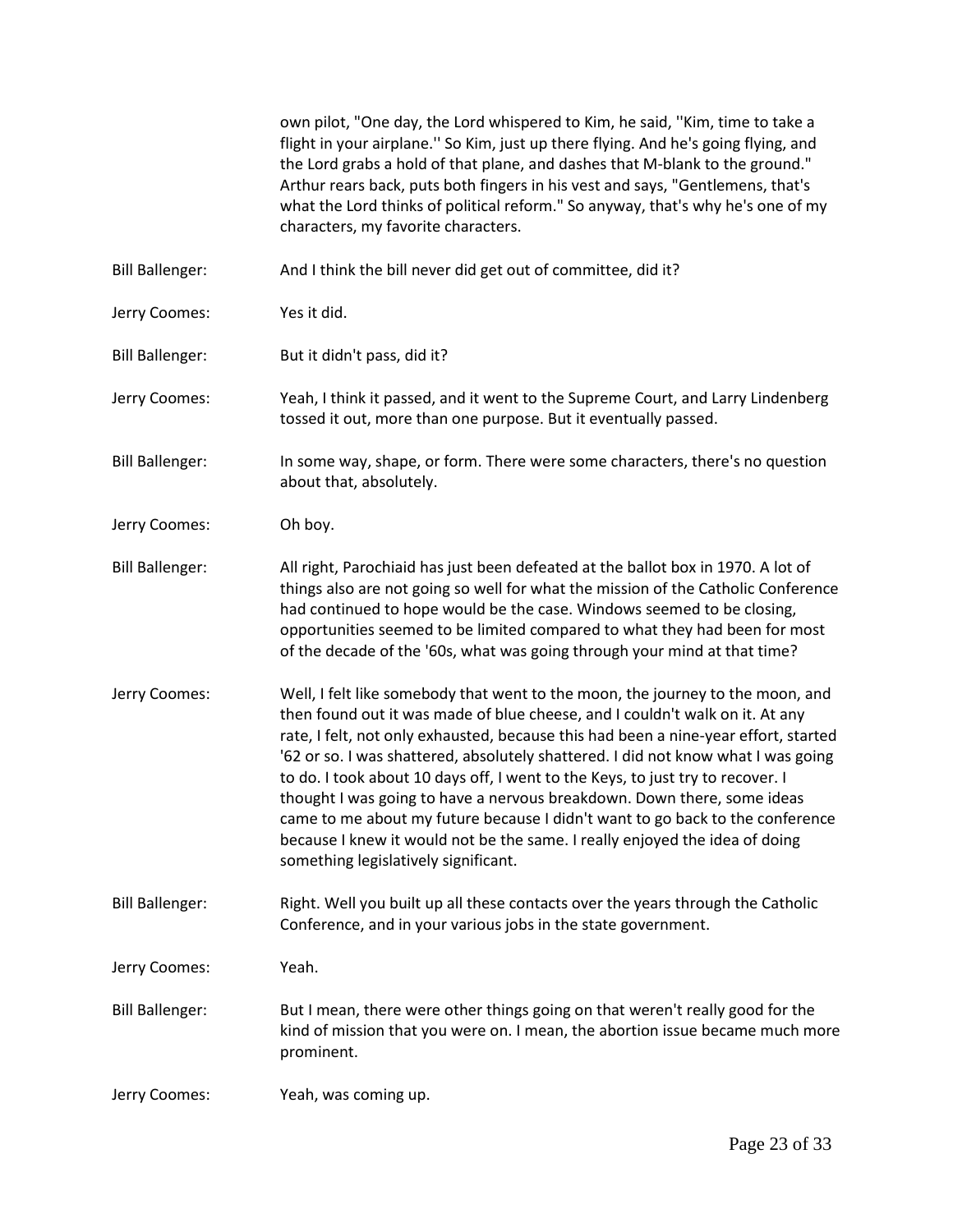own pilot, "One day, the Lord whispered to Kim, he said, ''Kim, time to take a flight in your airplane.'' So Kim, just up there flying. And he's going flying, and the Lord grabs a hold of that plane, and dashes that M-blank to the ground." Arthur rears back, puts both fingers in his vest and says, "Gentlemens, that's what the Lord thinks of political reform." So anyway, that's why he's one of my characters, my favorite characters.

Bill Ballenger: And I think the bill never did get out of committee, did it?

Jerry Coomes: Yes it did.

Bill Ballenger: But it didn't pass, did it?

Jerry Coomes: Yeah, I think it passed, and it went to the Supreme Court, and Larry Lindenberg tossed it out, more than one purpose. But it eventually passed.

Bill Ballenger: In some way, shape, or form. There were some characters, there's no question about that, absolutely.

Jerry Coomes: Oh boy.

Bill Ballenger: All right, Parochiaid has just been defeated at the ballot box in 1970. A lot of things also are not going so well for what the mission of the Catholic Conference had continued to hope would be the case. Windows seemed to be closing, opportunities seemed to be limited compared to what they had been for most of the decade of the '60s, what was going through your mind at that time?

Jerry Coomes: Well, I felt like somebody that went to the moon, the journey to the moon, and then found out it was made of blue cheese, and I couldn't walk on it. At any rate, I felt, not only exhausted, because this had been a nine-year effort, started '62 or so. I was shattered, absolutely shattered. I did not know what I was going to do. I took about 10 days off, I went to the Keys, to just try to recover. I thought I was going to have a nervous breakdown. Down there, some ideas came to me about my future because I didn't want to go back to the conference because I knew it would not be the same. I really enjoyed the idea of doing something legislatively significant.

Bill Ballenger: Right. Well you built up all these contacts over the years through the Catholic Conference, and in your various jobs in the state government.

Jerry Coomes: Yeah.

Bill Ballenger: But I mean, there were other things going on that weren't really good for the kind of mission that you were on. I mean, the abortion issue became much more prominent.

Jerry Coomes: Yeah, was coming up.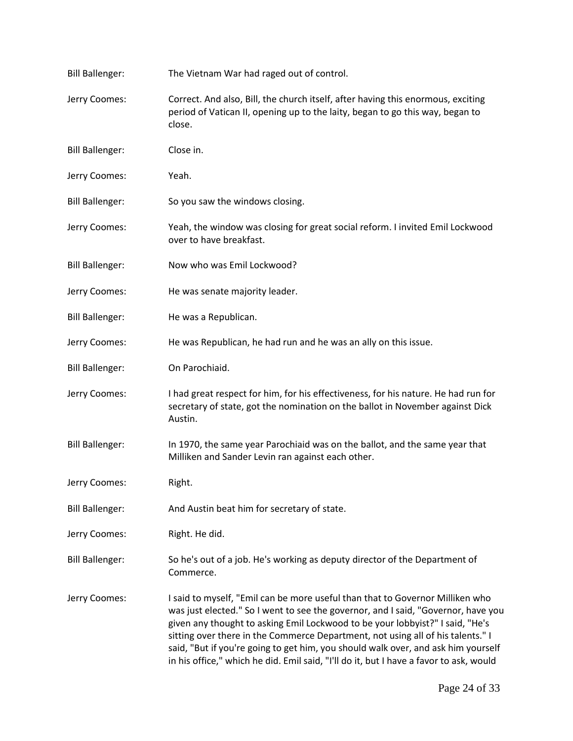Bill Ballenger: The Vietnam War had raged out of control.

Jerry Coomes: Correct. And also, Bill, the church itself, after having this enormous, exciting period of Vatican II, opening up to the laity, began to go this way, began to close.

Bill Ballenger: Close in.

Jerry Coomes: Yeah.

Bill Ballenger: So you saw the windows closing.

Jerry Coomes: Yeah, the window was closing for great social reform. I invited Emil Lockwood over to have breakfast.

Bill Ballenger: Now who was Emil Lockwood?

Jerry Coomes: He was senate majority leader.

Bill Ballenger: He was a Republican.

Jerry Coomes: He was Republican, he had run and he was an ally on this issue.

Bill Ballenger: On Parochiaid.

Jerry Coomes: I had great respect for him, for his effectiveness, for his nature. He had run for secretary of state, got the nomination on the ballot in November against Dick Austin.

Bill Ballenger: In 1970, the same year Parochiaid was on the ballot, and the same year that Milliken and Sander Levin ran against each other.

Jerry Coomes: Right.

Bill Ballenger: And Austin beat him for secretary of state.

Jerry Coomes: Right. He did.

Bill Ballenger: So he's out of a job. He's working as deputy director of the Department of Commerce.

Jerry Coomes: I said to myself, "Emil can be more useful than that to Governor Milliken who was just elected." So I went to see the governor, and I said, "Governor, have you given any thought to asking Emil Lockwood to be your lobbyist?" I said, "He's sitting over there in the Commerce Department, not using all of his talents." I said, "But if you're going to get him, you should walk over, and ask him yourself in his office," which he did. Emil said, "I'll do it, but I have a favor to ask, would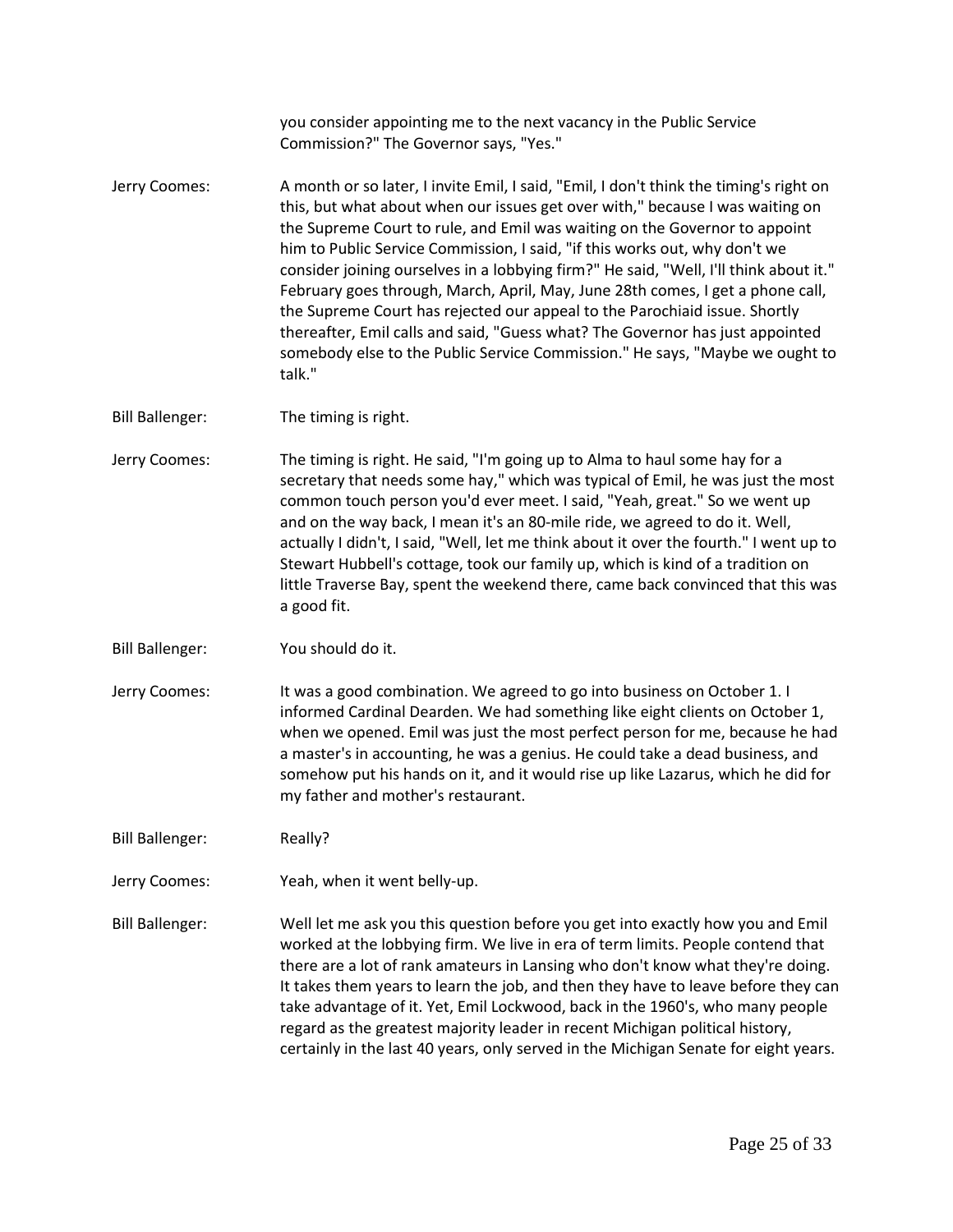you consider appointing me to the next vacancy in the Public Service Commission?" The Governor says, "Yes."

Jerry Coomes: A month or so later, I invite Emil, I said, "Emil, I don't think the timing's right on this, but what about when our issues get over with," because I was waiting on the Supreme Court to rule, and Emil was waiting on the Governor to appoint him to Public Service Commission, I said, "if this works out, why don't we consider joining ourselves in a lobbying firm?" He said, "Well, I'll think about it." February goes through, March, April, May, June 28th comes, I get a phone call, the Supreme Court has rejected our appeal to the Parochiaid issue. Shortly thereafter, Emil calls and said, "Guess what? The Governor has just appointed somebody else to the Public Service Commission." He says, "Maybe we ought to talk."

Bill Ballenger: The timing is right.

Jerry Coomes: The timing is right. He said, "I'm going up to Alma to haul some hay for a secretary that needs some hay," which was typical of Emil, he was just the most common touch person you'd ever meet. I said, "Yeah, great." So we went up and on the way back, I mean it's an 80-mile ride, we agreed to do it. Well, actually I didn't, I said, "Well, let me think about it over the fourth." I went up to Stewart Hubbell's cottage, took our family up, which is kind of a tradition on little Traverse Bay, spent the weekend there, came back convinced that this was a good fit.

Bill Ballenger: You should do it.

Jerry Coomes: It was a good combination. We agreed to go into business on October 1. I informed Cardinal Dearden. We had something like eight clients on October 1, when we opened. Emil was just the most perfect person for me, because he had a master's in accounting, he was a genius. He could take a dead business, and somehow put his hands on it, and it would rise up like Lazarus, which he did for my father and mother's restaurant.

Bill Ballenger: Really?

Jerry Coomes: Yeah, when it went belly-up.

Bill Ballenger: Well let me ask you this question before you get into exactly how you and Emil worked at the lobbying firm. We live in era of term limits. People contend that there are a lot of rank amateurs in Lansing who don't know what they're doing. It takes them years to learn the job, and then they have to leave before they can take advantage of it. Yet, Emil Lockwood, back in the 1960's, who many people regard as the greatest majority leader in recent Michigan political history, certainly in the last 40 years, only served in the Michigan Senate for eight years.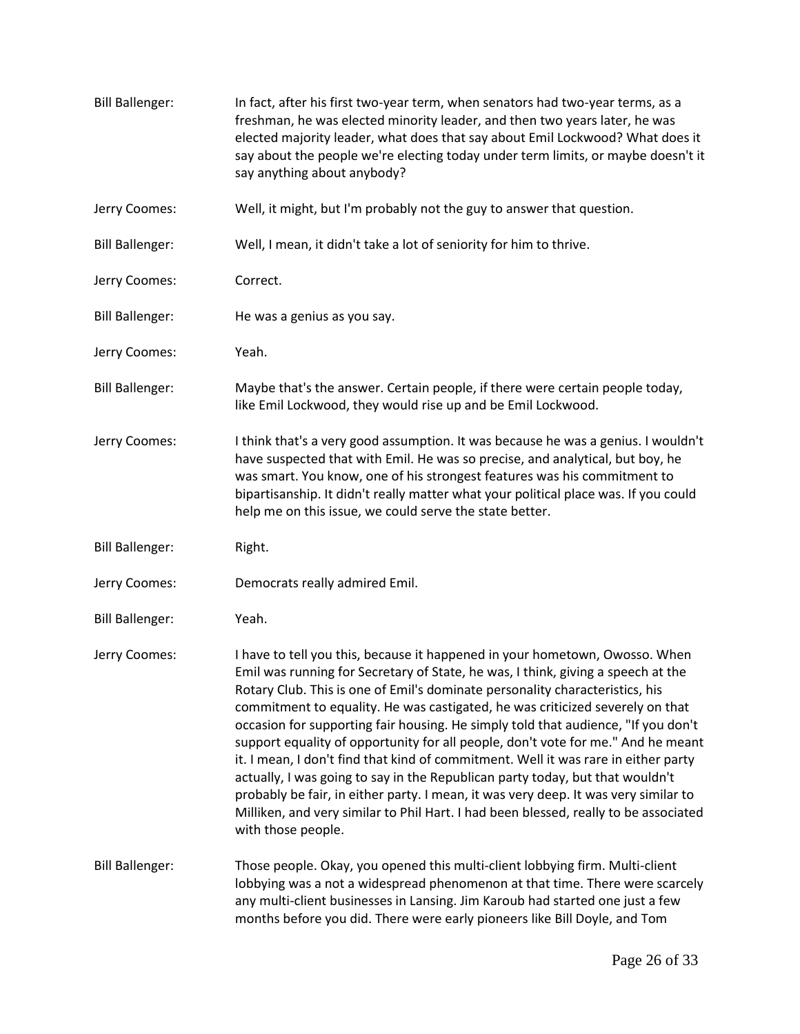Bill Ballenger: In fact, after his first two-year term, when senators had two-year terms, as a freshman, he was elected minority leader, and then two years later, he was elected majority leader, what does that say about Emil Lockwood? What does it say about the people we're electing today under term limits, or maybe doesn't it say anything about anybody?

Jerry Coomes: Well, it might, but I'm probably not the guy to answer that question.

Bill Ballenger: Well, I mean, it didn't take a lot of seniority for him to thrive.

Jerry Coomes: Correct.

Bill Ballenger: He was a genius as you say.

Jerry Coomes: Yeah.

Bill Ballenger: Maybe that's the answer. Certain people, if there were certain people today, like Emil Lockwood, they would rise up and be Emil Lockwood.

Jerry Coomes: I think that's a very good assumption. It was because he was a genius. I wouldn't have suspected that with Emil. He was so precise, and analytical, but boy, he was smart. You know, one of his strongest features was his commitment to bipartisanship. It didn't really matter what your political place was. If you could help me on this issue, we could serve the state better.

Bill Ballenger: Right.

Jerry Coomes: Democrats really admired Emil.

Bill Ballenger: Yeah.

Jerry Coomes: I have to tell you this, because it happened in your hometown, Owosso. When Emil was running for Secretary of State, he was, I think, giving a speech at the Rotary Club. This is one of Emil's dominate personality characteristics, his commitment to equality. He was castigated, he was criticized severely on that occasion for supporting fair housing. He simply told that audience, "If you don't support equality of opportunity for all people, don't vote for me." And he meant it. I mean, I don't find that kind of commitment. Well it was rare in either party actually, I was going to say in the Republican party today, but that wouldn't probably be fair, in either party. I mean, it was very deep. It was very similar to Milliken, and very similar to Phil Hart. I had been blessed, really to be associated with those people.

Bill Ballenger: Those people. Okay, you opened this multi-client lobbying firm. Multi-client lobbying was a not a widespread phenomenon at that time. There were scarcely any multi-client businesses in Lansing. Jim Karoub had started one just a few months before you did. There were early pioneers like Bill Doyle, and Tom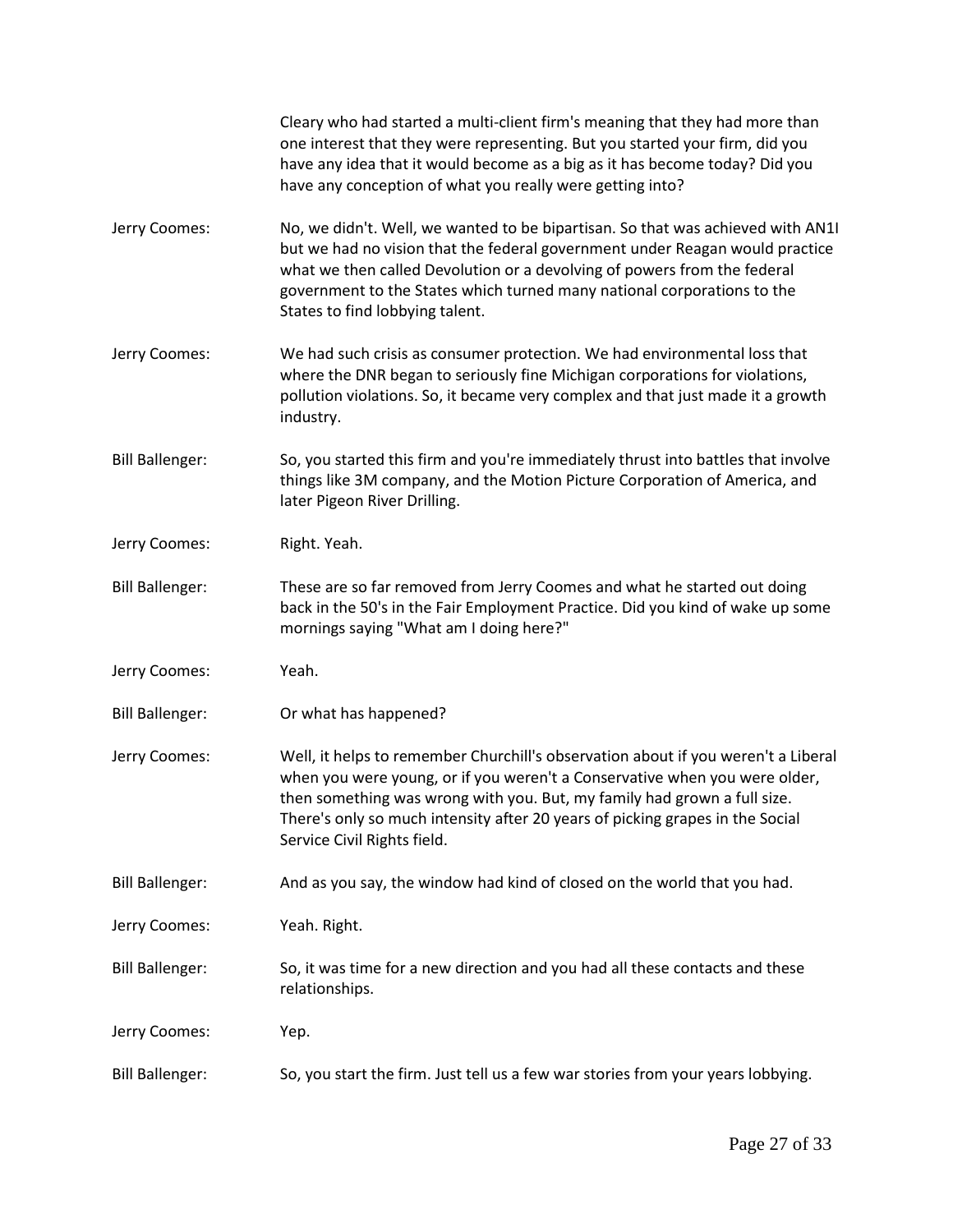Cleary who had started a multi-client firm's meaning that they had more than one interest that they were representing. But you started your firm, did you have any idea that it would become as a big as it has become today? Did you have any conception of what you really were getting into?

Jerry Coomes: No, we didn't. Well, we wanted to be bipartisan. So that was achieved with AN1I but we had no vision that the federal government under Reagan would practice what we then called Devolution or a devolving of powers from the federal government to the States which turned many national corporations to the States to find lobbying talent.

Jerry Coomes: We had such crisis as consumer protection. We had environmental loss that where the DNR began to seriously fine Michigan corporations for violations, pollution violations. So, it became very complex and that just made it a growth industry.

Bill Ballenger: So, you started this firm and you're immediately thrust into battles that involve things like 3M company, and the Motion Picture Corporation of America, and later Pigeon River Drilling.

Jerry Coomes: Right. Yeah.

Bill Ballenger: These are so far removed from Jerry Coomes and what he started out doing back in the 50's in the Fair Employment Practice. Did you kind of wake up some mornings saying "What am I doing here?"

Jerry Coomes: Yeah.

Bill Ballenger: Or what has happened?

Jerry Coomes: Well, it helps to remember Churchill's observation about if you weren't a Liberal when you were young, or if you weren't a Conservative when you were older, then something was wrong with you. But, my family had grown a full size. There's only so much intensity after 20 years of picking grapes in the Social Service Civil Rights field.

Bill Ballenger: And as you say, the window had kind of closed on the world that you had.

Jerry Coomes: Yeah. Right.

Bill Ballenger: So, it was time for a new direction and you had all these contacts and these relationships.

Jerry Coomes: Yep.

Bill Ballenger: So, you start the firm. Just tell us a few war stories from your years lobbying.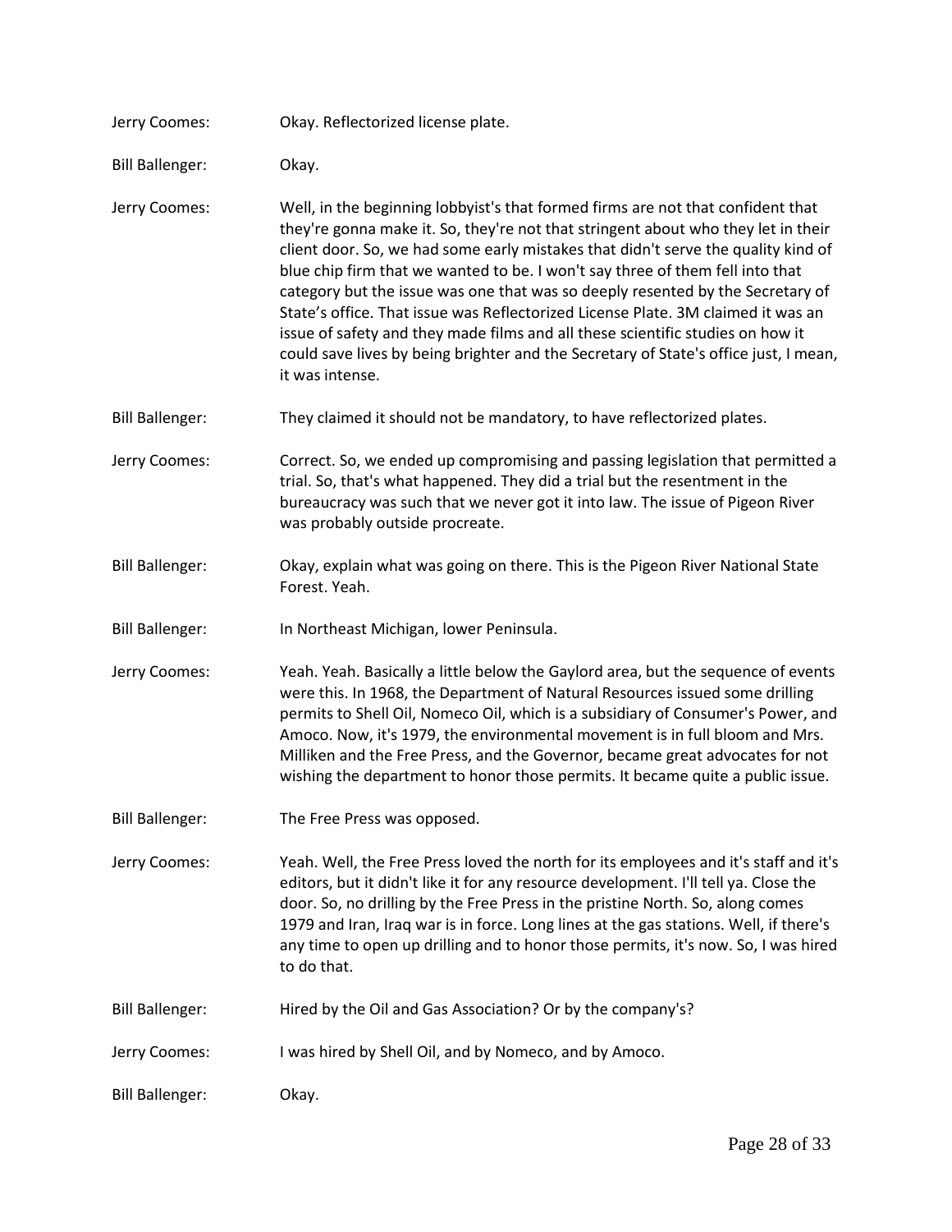Jerry Coomes: Okay. Reflectorized license plate.

Bill Ballenger: Okay.

Jerry Coomes: Well, in the beginning lobbyist's that formed firms are not that confident that they're gonna make it. So, they're not that stringent about who they let in their client door. So, we had some early mistakes that didn't serve the quality kind of blue chip firm that we wanted to be. I won't say three of them fell into that category but the issue was one that was so deeply resented by the Secretary of State's office. That issue was Reflectorized License Plate. 3M claimed it was an issue of safety and they made films and all these scientific studies on how it could save lives by being brighter and the Secretary of State's office just, I mean, it was intense.

Bill Ballenger: They claimed it should not be mandatory, to have reflectorized plates.

Jerry Coomes: Correct. So, we ended up compromising and passing legislation that permitted a trial. So, that's what happened. They did a trial but the resentment in the bureaucracy was such that we never got it into law. The issue of Pigeon River was probably outside procreate.

Bill Ballenger: Okay, explain what was going on there. This is the Pigeon River National State Forest. Yeah.

Bill Ballenger: In Northeast Michigan, lower Peninsula.

Jerry Coomes: Yeah. Yeah. Basically a little below the Gaylord area, but the sequence of events were this. In 1968, the Department of Natural Resources issued some drilling permits to Shell Oil, Nomeco Oil, which is a subsidiary of Consumer's Power, and Amoco. Now, it's 1979, the environmental movement is in full bloom and Mrs. Milliken and the Free Press, and the Governor, became great advocates for not wishing the department to honor those permits. It became quite a public issue.

Bill Ballenger: The Free Press was opposed.

Jerry Coomes: Yeah. Well, the Free Press loved the north for its employees and it's staff and it's editors, but it didn't like it for any resource development. I'll tell ya. Close the door. So, no drilling by the Free Press in the pristine North. So, along comes 1979 and Iran, Iraq war is in force. Long lines at the gas stations. Well, if there's any time to open up drilling and to honor those permits, it's now. So, I was hired to do that.

Bill Ballenger: Hired by the Oil and Gas Association? Or by the company's?

Jerry Coomes: I was hired by Shell Oil, and by Nomeco, and by Amoco.

Bill Ballenger: Okay.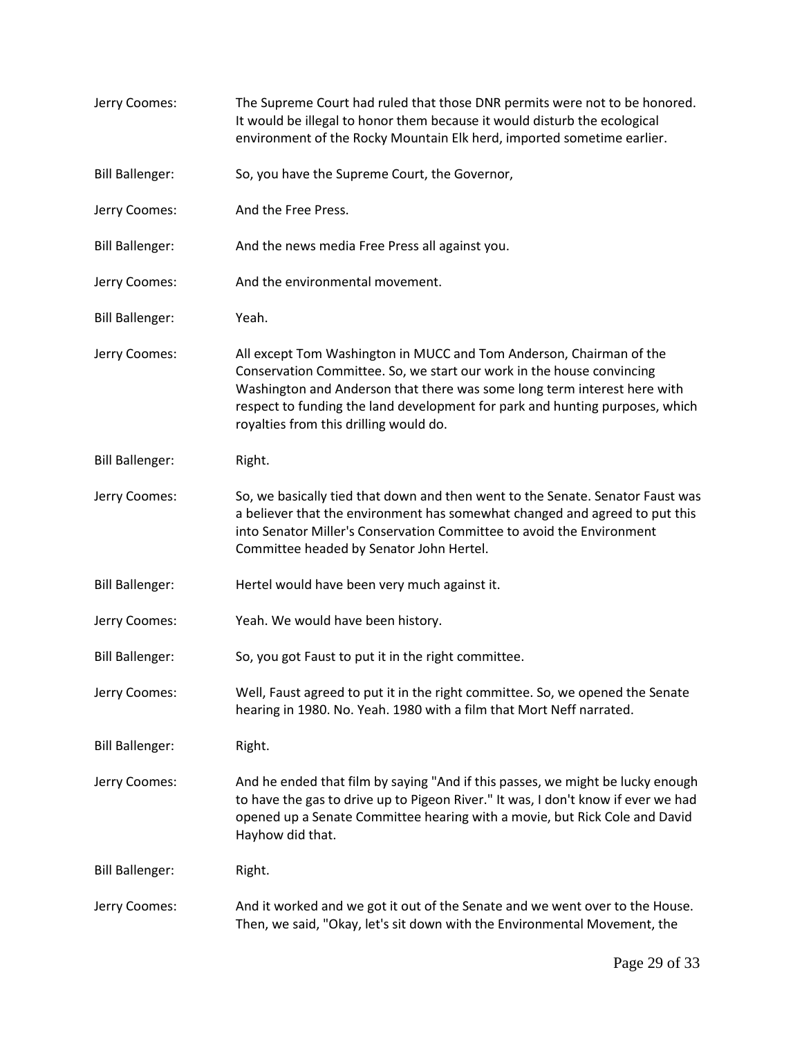Jerry Coomes: The Supreme Court had ruled that those DNR permits were not to be honored. It would be illegal to honor them because it would disturb the ecological environment of the Rocky Mountain Elk herd, imported sometime earlier.

Bill Ballenger: So, you have the Supreme Court, the Governor,

Jerry Coomes: And the Free Press.

Bill Ballenger: And the news media Free Press all against you.

Jerry Coomes: And the environmental movement.

Bill Ballenger: Yeah.

Jerry Coomes: All except Tom Washington in MUCC and Tom Anderson, Chairman of the Conservation Committee. So, we start our work in the house convincing Washington and Anderson that there was some long term interest here with respect to funding the land development for park and hunting purposes, which royalties from this drilling would do.

Bill Ballenger: Right.

Jerry Coomes: So, we basically tied that down and then went to the Senate. Senator Faust was a believer that the environment has somewhat changed and agreed to put this into Senator Miller's Conservation Committee to avoid the Environment Committee headed by Senator John Hertel.

Bill Ballenger: Hertel would have been very much against it.

Jerry Coomes: Yeah. We would have been history.

Bill Ballenger: So, you got Faust to put it in the right committee.

Jerry Coomes: Well, Faust agreed to put it in the right committee. So, we opened the Senate hearing in 1980. No. Yeah. 1980 with a film that Mort Neff narrated.

Bill Ballenger: Right.

Jerry Coomes: And he ended that film by saying "And if this passes, we might be lucky enough to have the gas to drive up to Pigeon River." It was, I don't know if ever we had opened up a Senate Committee hearing with a movie, but Rick Cole and David Hayhow did that.

Bill Ballenger: Right.

Jerry Coomes: And it worked and we got it out of the Senate and we went over to the House. Then, we said, "Okay, let's sit down with the Environmental Movement, the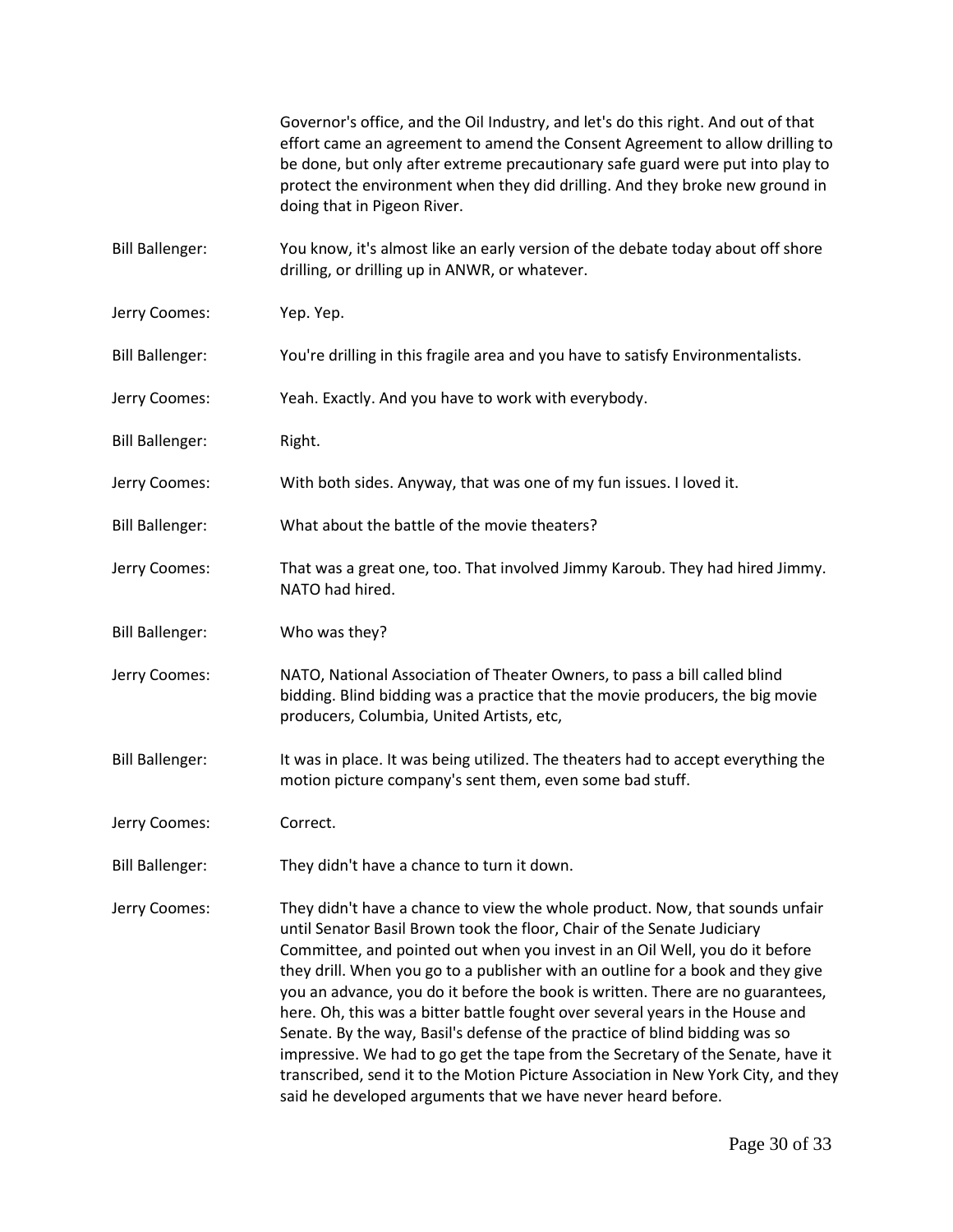Governor's office, and the Oil Industry, and let's do this right. And out of that effort came an agreement to amend the Consent Agreement to allow drilling to be done, but only after extreme precautionary safe guard were put into play to protect the environment when they did drilling. And they broke new ground in doing that in Pigeon River.

Bill Ballenger: You know, it's almost like an early version of the debate today about off shore drilling, or drilling up in ANWR, or whatever.

Jerry Coomes: Yep. Yep.

Bill Ballenger: You're drilling in this fragile area and you have to satisfy Environmentalists.

Jerry Coomes: Yeah. Exactly. And you have to work with everybody.

Bill Ballenger: Right.

Jerry Coomes: With both sides. Anyway, that was one of my fun issues. I loved it.

Bill Ballenger: What about the battle of the movie theaters?

Jerry Coomes: That was a great one, too. That involved Jimmy Karoub. They had hired Jimmy. NATO had hired.

Bill Ballenger: Who was they?

Jerry Coomes: NATO, National Association of Theater Owners, to pass a bill called blind bidding. Blind bidding was a practice that the movie producers, the big movie producers, Columbia, United Artists, etc,

Bill Ballenger: It was in place. It was being utilized. The theaters had to accept everything the motion picture company's sent them, even some bad stuff.

Jerry Coomes: Correct.

Bill Ballenger: They didn't have a chance to turn it down.

Jerry Coomes: They didn't have a chance to view the whole product. Now, that sounds unfair until Senator Basil Brown took the floor, Chair of the Senate Judiciary Committee, and pointed out when you invest in an Oil Well, you do it before they drill. When you go to a publisher with an outline for a book and they give you an advance, you do it before the book is written. There are no guarantees, here. Oh, this was a bitter battle fought over several years in the House and Senate. By the way, Basil's defense of the practice of blind bidding was so impressive. We had to go get the tape from the Secretary of the Senate, have it transcribed, send it to the Motion Picture Association in New York City, and they said he developed arguments that we have never heard before.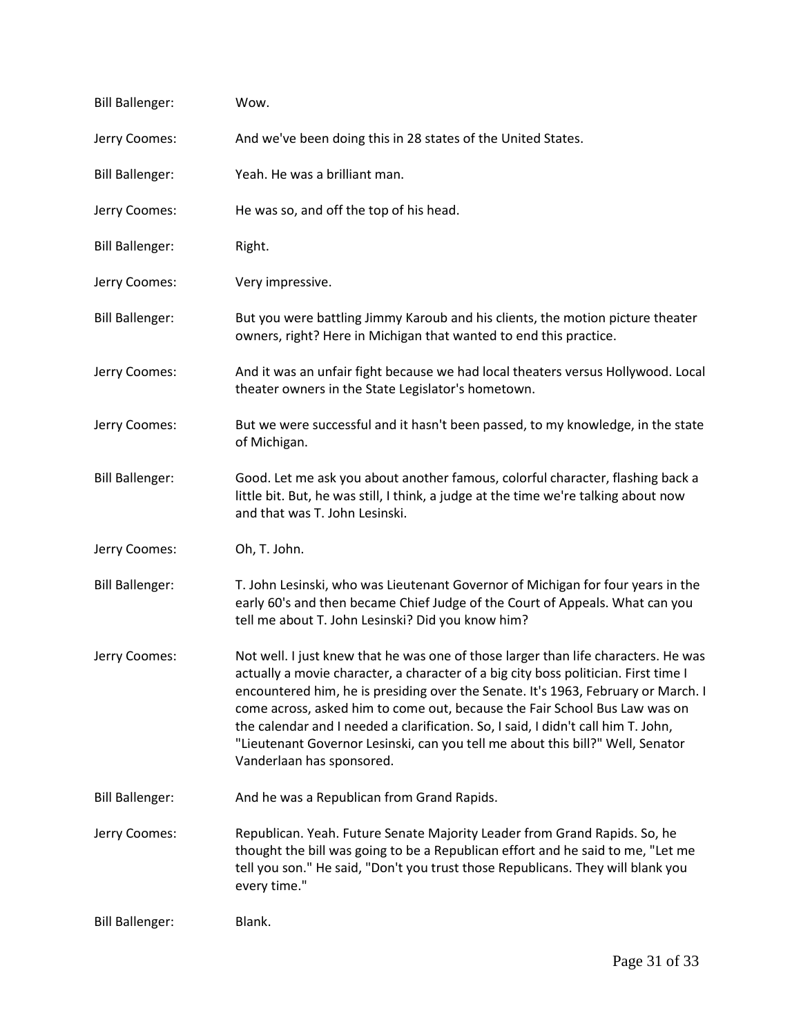Bill Ballenger: Wow.

Jerry Coomes: And we've been doing this in 28 states of the United States.

Bill Ballenger: Yeah. He was a brilliant man.

Jerry Coomes: He was so, and off the top of his head.

Bill Ballenger: Right.

Jerry Coomes: Very impressive.

Bill Ballenger: But you were battling Jimmy Karoub and his clients, the motion picture theater owners, right? Here in Michigan that wanted to end this practice.

Jerry Coomes: And it was an unfair fight because we had local theaters versus Hollywood. Local theater owners in the State Legislator's hometown.

Jerry Coomes: But we were successful and it hasn't been passed, to my knowledge, in the state of Michigan.

Bill Ballenger: Good. Let me ask you about another famous, colorful character, flashing back a little bit. But, he was still, I think, a judge at the time we're talking about now and that was T. John Lesinski.

Jerry Coomes: Oh, T. John.

Bill Ballenger: T. John Lesinski, who was Lieutenant Governor of Michigan for four years in the early 60's and then became Chief Judge of the Court of Appeals. What can you tell me about T. John Lesinski? Did you know him?

Jerry Coomes: Not well. I just knew that he was one of those larger than life characters. He was actually a movie character, a character of a big city boss politician. First time I encountered him, he is presiding over the Senate. It's 1963, February or March. I come across, asked him to come out, because the Fair School Bus Law was on the calendar and I needed a clarification. So, I said, I didn't call him T. John, "Lieutenant Governor Lesinski, can you tell me about this bill?" Well, Senator Vanderlaan has sponsored.

Bill Ballenger: And he was a Republican from Grand Rapids.

Jerry Coomes: Republican. Yeah. Future Senate Majority Leader from Grand Rapids. So, he thought the bill was going to be a Republican effort and he said to me, "Let me tell you son." He said, "Don't you trust those Republicans. They will blank you every time."

Bill Ballenger: Blank.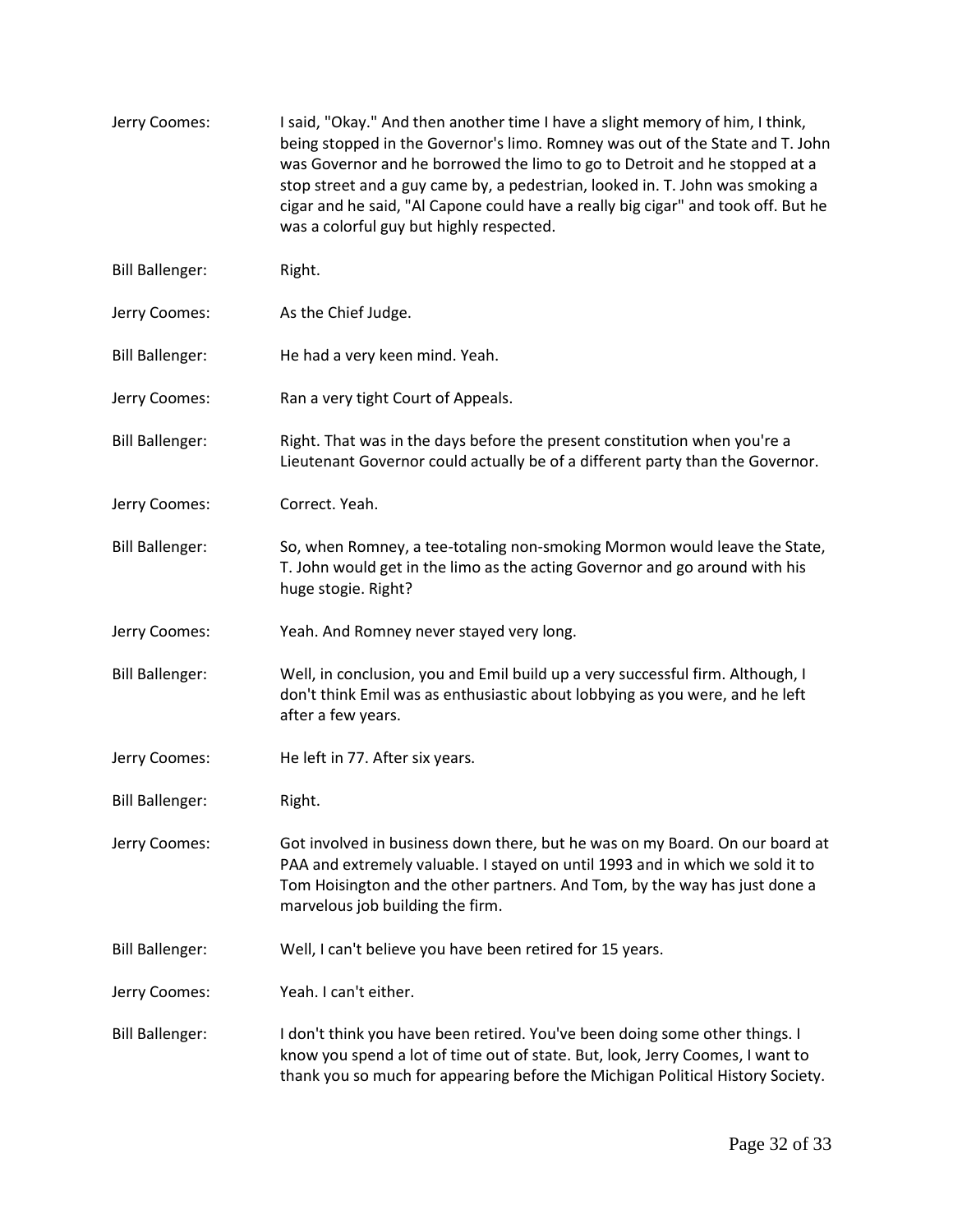Jerry Coomes: I said, "Okay." And then another time I have a slight memory of him, I think, being stopped in the Governor's limo. Romney was out of the State and T. John was Governor and he borrowed the limo to go to Detroit and he stopped at a stop street and a guy came by, a pedestrian, looked in. T. John was smoking a cigar and he said, "Al Capone could have a really big cigar" and took off. But he was a colorful guy but highly respected.

Bill Ballenger: Right.

Jerry Coomes: As the Chief Judge.

Bill Ballenger: He had a very keen mind. Yeah.

Jerry Coomes: Ran a very tight Court of Appeals.

Bill Ballenger: Right. That was in the days before the present constitution when you're a Lieutenant Governor could actually be of a different party than the Governor.

Jerry Coomes: Correct. Yeah.

Bill Ballenger: So, when Romney, a tee-totaling non-smoking Mormon would leave the State, T. John would get in the limo as the acting Governor and go around with his huge stogie. Right?

Jerry Coomes: Yeah. And Romney never stayed very long.

Bill Ballenger: Well, in conclusion, you and Emil build up a very successful firm. Although, I don't think Emil was as enthusiastic about lobbying as you were, and he left after a few years.

Jerry Coomes: He left in 77. After six years.

Bill Ballenger: Right.

Jerry Coomes: Got involved in business down there, but he was on my Board. On our board at PAA and extremely valuable. I stayed on until 1993 and in which we sold it to Tom Hoisington and the other partners. And Tom, by the way has just done a marvelous job building the firm.

Bill Ballenger: Well, I can't believe you have been retired for 15 years.

Jerry Coomes: Yeah. I can't either.

Bill Ballenger: I don't think you have been retired. You've been doing some other things. I know you spend a lot of time out of state. But, look, Jerry Coomes, I want to thank you so much for appearing before the Michigan Political History Society.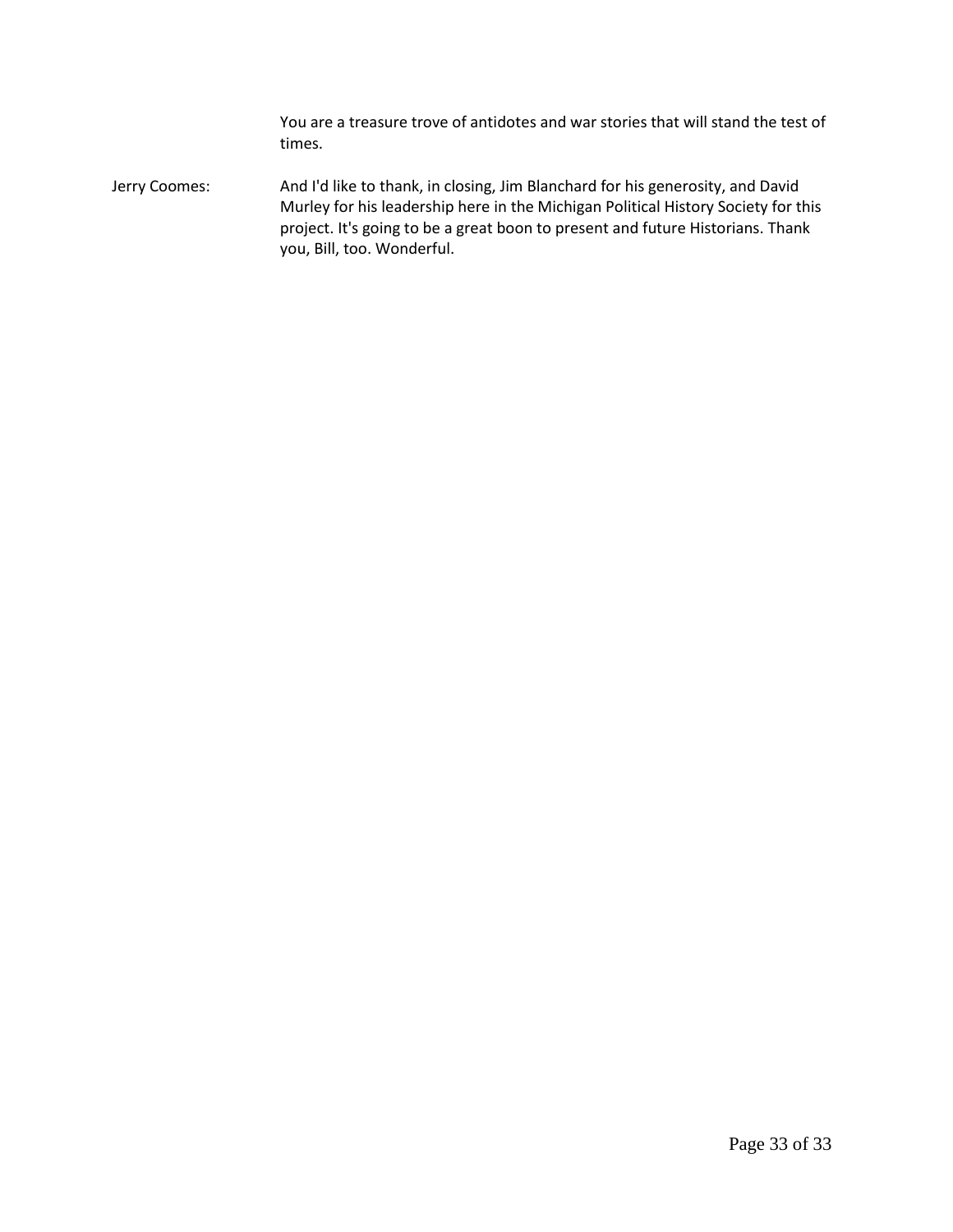You are a treasure trove of antidotes and war stories that will stand the test of times.

Jerry Coomes: And I'd like to thank, in closing, Jim Blanchard for his generosity, and David Murley for his leadership here in the Michigan Political History Society for this project. It's going to be a great boon to present and future Historians. Thank you, Bill, too. Wonderful.